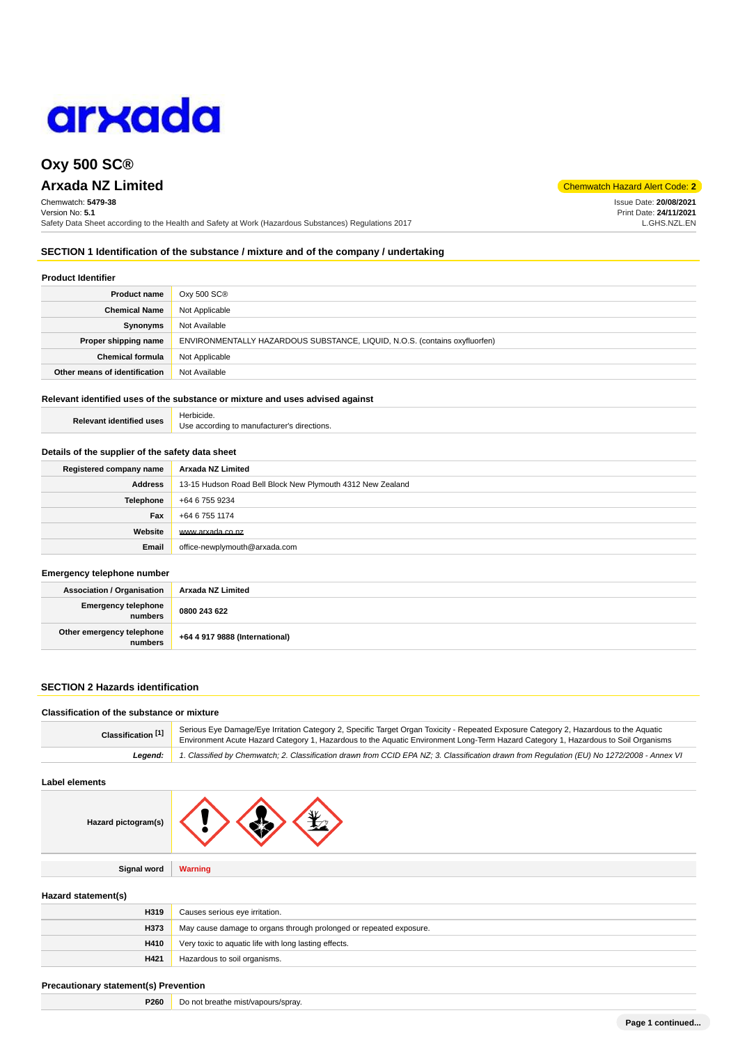# Oxy 500 SC®

## Arxada NZ Limited

Chemwatch Hazard Alert Code: **2**

Chemwatch: **5479-38**
Version No: **5.1**
Safety Data Sheet according to the Health and Safety at Work (Hazardous Substances) Regulations 2017

Issue Date: **20/08/2021**
Print Date: **24/11/2021**
L.GHS.NZL.EN

## SECTION 1 Identification of the substance / mixture and of the company / undertaking

### Product Identifier

| | |
|---|---|
| **Product name** | Oxy 500 SC® |
| **Chemical Name** | Not Applicable |
| **Synonyms** | Not Available |
| **Proper shipping name** | ENVIRONMENTALLY HAZARDOUS SUBSTANCE, LIQUID, N.O.S. (contains oxyfluorfen) |
| **Chemical formula** | Not Applicable |
| **Other means of identification** | Not Available |

### Relevant identified uses of the substance or mixture and uses advised against

| | |
|---|---|
| **Relevant identified uses** | Herbicide.<br>Use according to manufacturer's directions. |

### Details of the supplier of the safety data sheet

| | |
|---|---|
| **Registered company name** | **Arxada NZ Limited** |
| **Address** | 13-15 Hudson Road Bell Block New Plymouth 4312 New Zealand |
| **Telephone** | +64 6 755 9234 |
| **Fax** | +64 6 755 1174 |
| **Website** | www.arxada.co.nz |
| **Email** | office-newplymouth@arxada.com |

### Emergency telephone number

| | |
|---|---|
| **Association / Organisation** | **Arxada NZ Limited** |
| **Emergency telephone numbers** | **0800 243 622** |
| **Other emergency telephone numbers** | **+64 4 917 9888 (International)** |

## SECTION 2 Hazards identification

### Classification of the substance or mixture

| | |
|---|---|
| **Classification [1]** | Serious Eye Damage/Eye Irritation Category 2, Specific Target Organ Toxicity - Repeated Exposure Category 2, Hazardous to the Aquatic Environment Acute Hazard Category 1, Hazardous to the Aquatic Environment Long-Term Hazard Category 1, Hazardous to Soil Organisms |
| ***Legend:*** | *1. Classified by Chemwatch; 2. Classification drawn from CCID EPA NZ; 3. Classification drawn from Regulation (EU) No 1272/2008 - Annex VI* |

### Label elements

| | |
|---|---|
| **Hazard pictogram(s)** | |
| **Signal word** | **Warning** |

### Hazard statement(s)

| | |
|---|---|
| **H319** | Causes serious eye irritation. |
| **H373** | May cause damage to organs through prolonged or repeated exposure. |
| **H410** | Very toxic to aquatic life with long lasting effects. |
| **H421** | Hazardous to soil organisms. |

### Precautionary statement(s) Prevention

| | |
|---|---|
| **P260** | Do not breathe mist/vapours/spray. |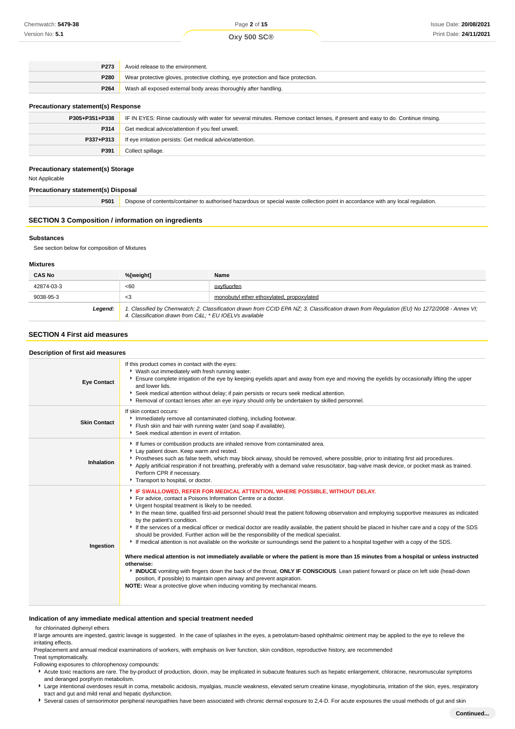| | |
|---|---|
| **P273** | Avoid release to the environment. |
| **P280** | Wear protective gloves, protective clothing, eye protection and face protection. |
| **P264** | Wash all exposed external body areas thoroughly after handling. |

### Precautionary statement(s) Response

| | |
|---|---|
| **P305+P351+P338** | IF IN EYES: Rinse cautiously with water for several minutes. Remove contact lenses, if present and easy to do. Continue rinsing. |
| **P314** | Get medical advice/attention if you feel unwell. |
| **P337+P313** | If eye irritation persists: Get medical advice/attention. |
| **P391** | Collect spillage. |

### Precautionary statement(s) Storage

Not Applicable

### Precautionary statement(s) Disposal

| | |
|---|---|
| **P501** | Dispose of contents/container to authorised hazardous or special waste collection point in accordance with any local regulation. |

## SECTION 3 Composition / information on ingredients

### Substances

See section below for composition of Mixtures

### Mixtures

| CAS No | %[weight] | Name |
|---|---|---|
| 42874-03-3 | <60 | oxyfluorfen |
| 9038-95-3 | <3 | monobutyl ether ethoxylated, propoxylated |
| ***Legend:*** | *1. Classified by Chemwatch; 2. Classification drawn from CCID EPA NZ; 3. Classification drawn from Regulation (EU) No 1272/2008 - Annex VI; 4. Classification drawn from C&L; * EU IOELVs available* | |

## SECTION 4 First aid measures

### Description of first aid measures

| | |
|---|---|
| **Eye Contact** | If this product comes in contact with the eyes:<br>▸ Wash out immediately with fresh running water.<br>▸ Ensure complete irrigation of the eye by keeping eyelids apart and away from eye and moving the eyelids by occasionally lifting the upper and lower lids.<br>▸ Seek medical attention without delay; if pain persists or recurs seek medical attention.<br>▸ Removal of contact lenses after an eye injury should only be undertaken by skilled personnel. |
| **Skin Contact** | If skin contact occurs:<br>▸ Immediately remove all contaminated clothing, including footwear.<br>▸ Flush skin and hair with running water (and soap if available).<br>▸ Seek medical attention in event of irritation. |
| **Inhalation** | ▸ If fumes or combustion products are inhaled remove from contaminated area.<br>▸ Lay patient down. Keep warm and rested.<br>▸ Prostheses such as false teeth, which may block airway, should be removed, where possible, prior to initiating first aid procedures.<br>▸ Apply artificial respiration if not breathing, preferably with a demand valve resuscitator, bag-valve mask device, or pocket mask as trained. Perform CPR if necessary.<br>▸ Transport to hospital, or doctor. |
| **Ingestion** | ▸ **IF SWALLOWED, REFER FOR MEDICAL ATTENTION, WHERE POSSIBLE, WITHOUT DELAY.**<br>▸ For advice, contact a Poisons Information Centre or a doctor.<br>▸ Urgent hospital treatment is likely to be needed.<br>▸ In the mean time, qualified first-aid personnel should treat the patient following observation and employing supportive measures as indicated by the patient's condition.<br>▸ If the services of a medical officer or medical doctor are readily available, the patient should be placed in his/her care and a copy of the SDS should be provided. Further action will be the responsibility of the medical specialist.<br>▸ If medical attention is not available on the worksite or surroundings send the patient to a hospital together with a copy of the SDS.<br><br>**Where medical attention is not immediately available or where the patient is more than 15 minutes from a hospital or unless instructed otherwise:**<br>▸ **INDUCE** vomiting with fingers down the back of the throat, **ONLY IF CONSCIOUS**. Lean patient forward or place on left side (head-down position, if possible) to maintain open airway and prevent aspiration.<br>**NOTE:** Wear a protective glove when inducing vomiting by mechanical means. |

### Indication of any immediate medical attention and special treatment needed

for chlorinated diphenyl ethers

If large amounts are ingested, gastric lavage is suggested. In the case of splashes in the eyes, a petrolatum-based ophthalmic ointment may be applied to the eye to relieve the irritating effects.

Preplacement and annual medical examinations of workers, with emphasis on liver function, skin condition, reproductive history, are recommended

Treat symptomatically.

Following exposures to chlorophenoxy compounds:

- Acute toxic reactions are rare. The by-product of production, dioxin, may be implicated in subacute features such as hepatic enlargement, chloracne, neuromuscular symptoms and deranged porphyrin metabolism.
- Large intentional overdoses result in coma, metabolic acidosis, myalgias, muscle weakness, elevated serum creatine kinase, myoglobinuria, irritation of the skin, eyes, respiratory tract and gut and mild renal and hepatic dysfunction.
- Several cases of sensorimotor peripheral neuropathies have been associated with chronic dermal exposure to 2,4-D. For acute exposures the usual methods of gut and skin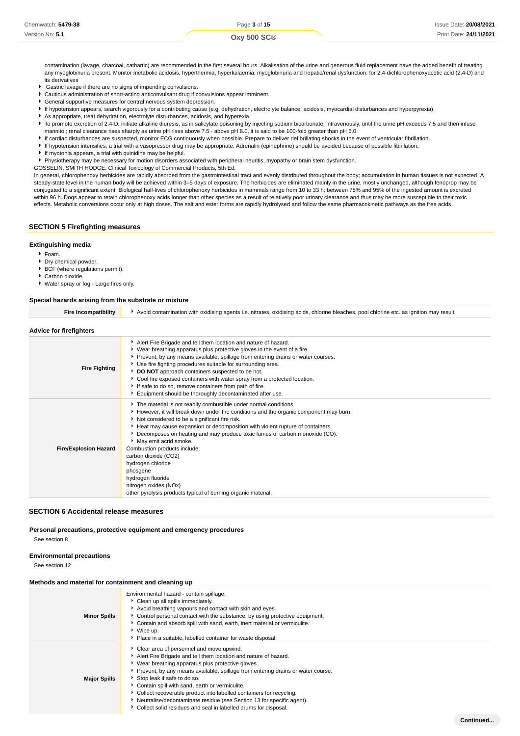contamination (lavage, charcoal, cathartic) are recommended in the first several hours. Alkalisation of the urine and generous fluid replacement have the added benefit of treating any myoglobinuria present. Monitor metabolic acidosis, hyperthermia, hyperkalaemia, myoglobinuria and hepatic/renal dysfunction. for 2,4-dichlorophenoxyacetic acid (2,4-D) and its derivatives

- Gastric lavage if there are no signs of impending convulsions.
- Cautious administration of short-acting anticonvulsant drug if convulsions appear imminent.
- General supportive measures for central nervous system depression.
- If hypotension appears, search vigorously for a contributing cause (e.g. dehydration, electrolyte balance, acidosis, myocardial disturbances and hyperpyrexia).
- As appropriate, treat dehydration, electrolyte disturbances, acidosis, and hyperexia.
- To promote excretion of 2,4-D, initiate alkaline diuresis, as in salicylate poisoning by injecting sodium bicarbonate, intravenously, until the urine pH exceeds 7.5 and then infuse mannitol; renal clearance rises sharply as urine pH rises above 7.5 - above pH 8.0, it is said to be 100-fold greater than pH 6.0.
- If cardiac disturbances are suspected, monitor ECG continuously when possible. Prepare to deliver defibrillating shocks in the event of ventricular fibrillation.
- If hypotension intensifies, a trial with a vasopressor drug may be appropriate. Adrenalin (epinephrine) should be avoided because of possible fibrillation.
- If myotonia appears, a trial with quinidine may be helpful.
- Physiotherapy may be necessary for motion disorders associated with peripheral neuritis, myopathy or brain stem dysfunction.

GOSSELIN, SMITH HODGE: Clinical Toxicology of Commercial Products, 5th Ed.

In general, chlorophenoxy herbicides are rapidly absorbed from the gastrointestinal tract and evenly distributed throughout the body; accumulation in human tissues is not expected A steady-state level in the human body will be achieved within 3–5 days of exposure. The herbicides are eliminated mainly in the urine, mostly unchanged, although fenoprop may be conjugated to a significant extent Biological half-lives of chlorophenoxy herbicides in mammals range from 10 to 33 h; between 75% and 95% of the ingested amount is excreted within 96 h. Dogs appear to retain chlorophenoxy acids longer than other species as a result of relatively poor urinary clearance and thus may be more susceptible to their toxic effects. Metabolic conversions occur only at high doses. The salt and ester forms are rapidly hydrolysed and follow the same pharmacokinetic pathways as the free acids

## SECTION 5 Firefighting measures

### Extinguishing media

- Foam.
- Dry chemical powder.
- BCF (where regulations permit).
- Carbon dioxide.
- Water spray or fog - Large fires only.

### Special hazards arising from the substrate or mixture

| | |
|---|---|
| **Fire Incompatibility** | Avoid contamination with oxidising agents i.e. nitrates, oxidising acids, chlorine bleaches, pool chlorine etc. as ignition may result |

### Advice for firefighters

| | |
|---|---|
| **Fire Fighting** | Alert Fire Brigade and tell them location and nature of hazard.<br>Wear breathing apparatus plus protective gloves in the event of a fire.<br>Prevent, by any means available, spillage from entering drains or water courses.<br>Use fire fighting procedures suitable for surrounding area.<br>**DO NOT** approach containers suspected to be hot.<br>Cool fire exposed containers with water spray from a protected location.<br>If safe to do so, remove containers from path of fire.<br>Equipment should be thoroughly decontaminated after use. |
| **Fire/Explosion Hazard** | The material is not readily combustible under normal conditions.<br>However, it will break down under fire conditions and the organic component may burn.<br>Not considered to be a significant fire risk.<br>Heat may cause expansion or decomposition with violent rupture of containers.<br>Decomposes on heating and may produce toxic fumes of carbon monoxide (CO).<br>May emit acrid smoke.<br>Combustion products include:<br>carbon dioxide ($CO_2$)<br>hydrogen chloride<br>phosgene<br>hydrogen fluoride<br>nitrogen oxides ($NO_x$)<br>other pyrolysis products typical of burning organic material. |

## SECTION 6 Accidental release measures

### Personal precautions, protective equipment and emergency procedures

See section 8

### Environmental precautions

See section 12

### Methods and material for containment and cleaning up

| | |
|---|---|
| **Minor Spills** | Environmental hazard - contain spillage.<br>Clean up all spills immediately.<br>Avoid breathing vapours and contact with skin and eyes.<br>Control personal contact with the substance, by using protective equipment.<br>Contain and absorb spill with sand, earth, inert material or vermiculite.<br>Wipe up.<br>Place in a suitable, labelled container for waste disposal. |
| **Major Spills** | Clear area of personnel and move upwind.<br>Alert Fire Brigade and tell them location and nature of hazard.<br>Wear breathing apparatus plus protective gloves.<br>Prevent, by any means available, spillage from entering drains or water course.<br>Stop leak if safe to do so.<br>Contain spill with sand, earth or vermiculite.<br>Collect recoverable product into labelled containers for recycling.<br>Neutralise/decontaminate residue (see Section 13 for specific agent).<br>Collect solid residues and seal in labelled drums for disposal. |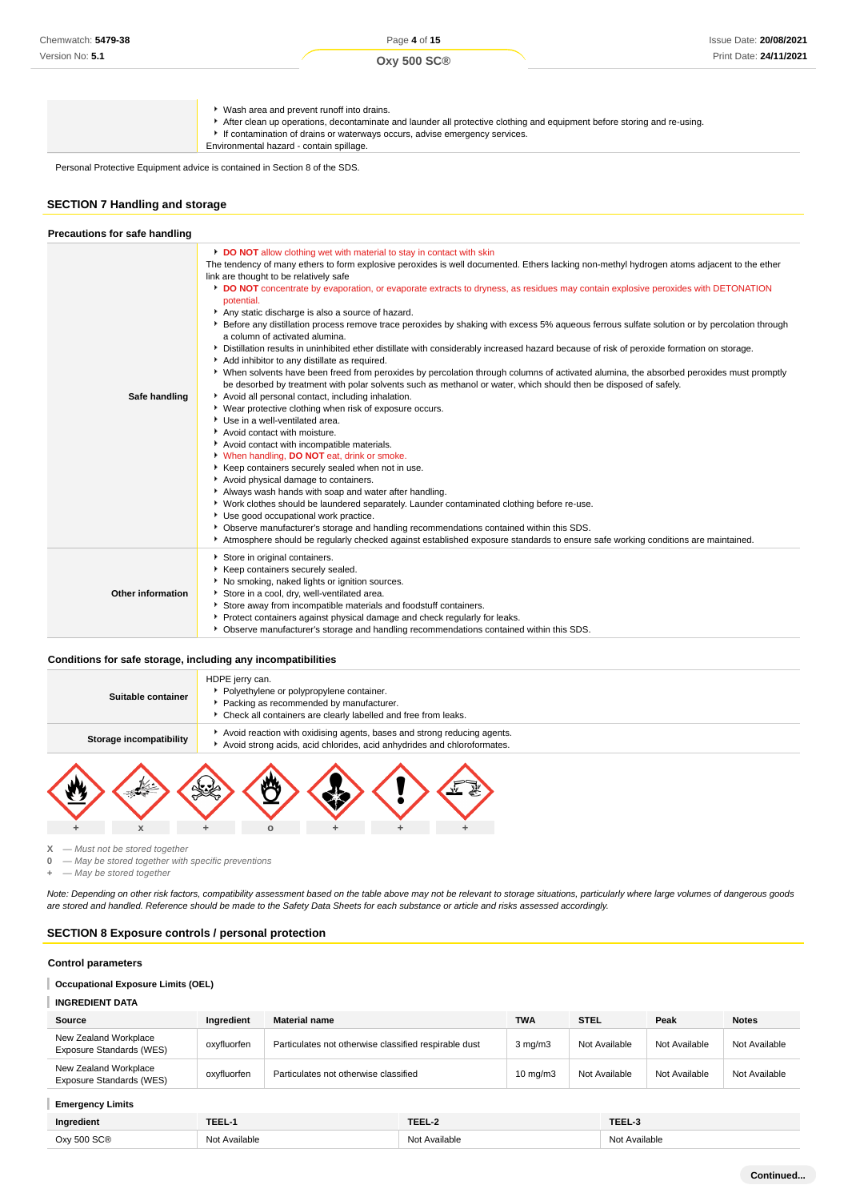| | |
|---|---|
| | ‣ Wash area and prevent runoff into drains.<br>‣ After clean up operations, decontaminate and launder all protective clothing and equipment before storing and re-using.<br>‣ If contamination of drains or waterways occurs, advise emergency services.<br>Environmental hazard - contain spillage. |

Personal Protective Equipment advice is contained in Section 8 of the SDS.

## SECTION 7 Handling and storage

### Precautions for safe handling

| | |
|---|---|
| **Safe handling** | ‣ **DO NOT** allow clothing wet with material to stay in contact with skin<br>The tendency of many ethers to form explosive peroxides is well documented. Ethers lacking non-methyl hydrogen atoms adjacent to the ether link are thought to be relatively safe<br>‣ **DO NOT** concentrate by evaporation, or evaporate extracts to dryness, as residues may contain explosive peroxides with DETONATION potential.<br>‣ Any static discharge is also a source of hazard.<br>‣ Before any distillation process remove trace peroxides by shaking with excess 5% aqueous ferrous sulfate solution or by percolation through a column of activated alumina.<br>‣ Distillation results in uninhibited ether distillate with considerably increased hazard because of risk of peroxide formation on storage.<br>‣ Add inhibitor to any distillate as required.<br>‣ When solvents have been freed from peroxides by percolation through columns of activated alumina, the absorbed peroxides must promptly be desorbed by treatment with polar solvents such as methanol or water, which should then be disposed of safely.<br>‣ Avoid all personal contact, including inhalation.<br>‣ Wear protective clothing when risk of exposure occurs.<br>‣ Use in a well-ventilated area.<br>‣ Avoid contact with moisture.<br>‣ Avoid contact with incompatible materials.<br>‣ When handling, **DO NOT** eat, drink or smoke.<br>‣ Keep containers securely sealed when not in use.<br>‣ Avoid physical damage to containers.<br>‣ Always wash hands with soap and water after handling.<br>‣ Work clothes should be laundered separately. Launder contaminated clothing before re-use.<br>‣ Use good occupational work practice.<br>‣ Observe manufacturer's storage and handling recommendations contained within this SDS.<br>‣ Atmosphere should be regularly checked against established exposure standards to ensure safe working conditions are maintained. |
| **Other information** | ‣ Store in original containers.<br>‣ Keep containers securely sealed.<br>‣ No smoking, naked lights or ignition sources.<br>‣ Store in a cool, dry, well-ventilated area.<br>‣ Store away from incompatible materials and foodstuff containers.<br>‣ Protect containers against physical damage and check regularly for leaks.<br>‣ Observe manufacturer's storage and handling recommendations contained within this SDS. |

### Conditions for safe storage, including any incompatibilities

| | |
|---|---|
| **Suitable container** | HDPE jerry can.<br>‣ Polyethylene or polypropylene container.<br>‣ Packing as recommended by manufacturer.<br>‣ Check all containers are clearly labelled and free from leaks. |
| **Storage incompatibility** | ‣ Avoid reaction with oxidising agents, bases and strong reducing agents.<br>‣ Avoid strong acids, acid chlorides, acid anhydrides and chloroformates. |

| Flammable | Explosive | Toxic | Oxidising | Health hazard | Irritant | Corrosive |
|---|---|---|---|---|---|---|
| + | x | + | o | + | + | + |

**X** — *Must not be stored together*
**0** — *May be stored together with specific preventions*
**+** — *May be stored together*

*Note: Depending on other risk factors, compatibility assessment based on the table above may not be relevant to storage situations, particularly where large volumes of dangerous goods are stored and handled. Reference should be made to the Safety Data Sheets for each substance or article and risks assessed accordingly.*

## SECTION 8 Exposure controls / personal protection

### Control parameters

#### Occupational Exposure Limits (OEL)

#### INGREDIENT DATA

| Source | Ingredient | Material name | TWA | STEL | Peak | Notes |
|---|---|---|---|---|---|---|
| New Zealand Workplace Exposure Standards (WES) | oxyfluorfen | Particulates not otherwise classified respirable dust | 3 mg/m3 | Not Available | Not Available | Not Available |
| New Zealand Workplace Exposure Standards (WES) | oxyfluorfen | Particulates not otherwise classified | 10 mg/m3 | Not Available | Not Available | Not Available |

#### Emergency Limits

| Ingredient | TEEL-1 | TEEL-2 | TEEL-3 |
|---|---|---|---|
| Oxy 500 SC® | Not Available | Not Available | Not Available |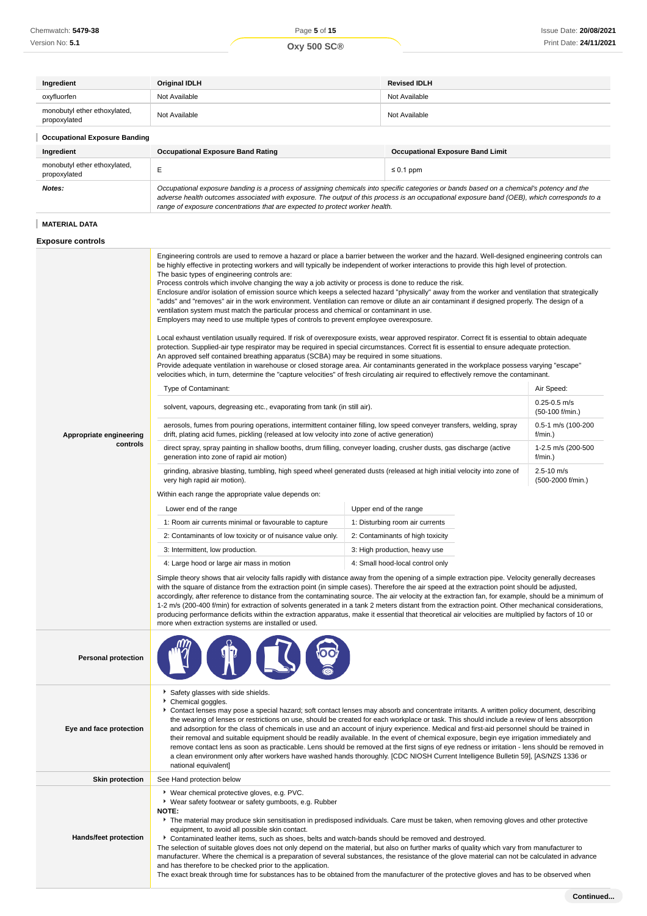| Ingredient | Original IDLH | Revised IDLH |
| --- | --- | --- |
| oxyfluorfen | Not Available | Not Available |
| monobutyl ether ethoxylated, propoxylated | Not Available | Not Available |

### Occupational Exposure Banding

| Ingredient | Occupational Exposure Band Rating | Occupational Exposure Band Limit |
| --- | --- | --- |
| monobutyl ether ethoxylated, propoxylated | E | ≤ 0.1 ppm |
| ***Notes:*** | *Occupational exposure banding is a process of assigning chemicals into specific categories or bands based on a chemical's potency and the adverse health outcomes associated with exposure. The output of this process is an occupational exposure band (OEB), which corresponds to a range of exposure concentrations that are expected to protect worker health.* | |

### MATERIAL DATA

## Exposure controls

**Appropriate engineering controls**

Engineering controls are used to remove a hazard or place a barrier between the worker and the hazard. Well-designed engineering controls can be highly effective in protecting workers and will typically be independent of worker interactions to provide this high level of protection.
The basic types of engineering controls are:
Process controls which involve changing the way a job activity or process is done to reduce the risk.
Enclosure and/or isolation of emission source which keeps a selected hazard "physically" away from the worker and ventilation that strategically "adds" and "removes" air in the work environment. Ventilation can remove or dilute an air contaminant if designed properly. The design of a ventilation system must match the particular process and chemical or contaminant in use.
Employers may need to use multiple types of controls to prevent employee overexposure.

Local exhaust ventilation usually required. If risk of overexposure exists, wear approved respirator. Correct fit is essential to obtain adequate protection. Supplied-air type respirator may be required in special circumstances. Correct fit is essential to ensure adequate protection.
An approved self contained breathing apparatus (SCBA) may be required in some situations.
Provide adequate ventilation in warehouse or closed storage area. Air contaminants generated in the workplace possess varying "escape" velocities which, in turn, determine the "capture velocities" of fresh circulating air required to effectively remove the contaminant.

| Type of Contaminant: | Air Speed: |
| --- | --- |
| solvent, vapours, degreasing etc., evaporating from tank (in still air). | 0.25-0.5 m/s (50-100 f/min.) |
| aerosols, fumes from pouring operations, intermittent container filling, low speed conveyer transfers, welding, spray drift, plating acid fumes, pickling (released at low velocity into zone of active generation) | 0.5-1 m/s (100-200 f/min.) |
| direct spray, spray painting in shallow booths, drum filling, conveyer loading, crusher dusts, gas discharge (active generation into zone of rapid air motion) | 1-2.5 m/s (200-500 f/min.) |
| grinding, abrasive blasting, tumbling, high speed wheel generated dusts (released at high initial velocity into zone of very high rapid air motion). | 2.5-10 m/s (500-2000 f/min.) |

Within each range the appropriate value depends on:

| Lower end of the range | Upper end of the range |
| --- | --- |
| 1: Room air currents minimal or favourable to capture | 1: Disturbing room air currents |
| 2: Contaminants of low toxicity or of nuisance value only. | 2: Contaminants of high toxicity |
| 3: Intermittent, low production. | 3: High production, heavy use |
| 4: Large hood or large air mass in motion | 4: Small hood-local control only |

Simple theory shows that air velocity falls rapidly with distance away from the opening of a simple extraction pipe. Velocity generally decreases with the square of distance from the extraction point (in simple cases). Therefore the air speed at the extraction point should be adjusted, accordingly, after reference to distance from the contaminating source. The air velocity at the extraction fan, for example, should be a minimum of 1-2 m/s (200-400 f/min) for extraction of solvents generated in a tank 2 meters distant from the extraction point. Other mechanical considerations, producing performance deficits within the extraction apparatus, make it essential that theoretical air velocities are multiplied by factors of 10 or more when extraction systems are installed or used.

**Personal protection**

**Eye and face protection**

- Safety glasses with side shields.
- Chemical goggles.
- Contact lenses may pose a special hazard; soft contact lenses may absorb and concentrate irritants. A written policy document, describing the wearing of lenses or restrictions on use, should be created for each workplace or task. This should include a review of lens absorption and adsorption for the class of chemicals in use and an account of injury experience. Medical and first-aid personnel should be trained in their removal and suitable equipment should be readily available. In the event of chemical exposure, begin eye irrigation immediately and remove contact lens as soon as practicable. Lens should be removed at the first signs of eye redness or irritation - lens should be removed in a clean environment only after workers have washed hands thoroughly. [CDC NIOSH Current Intelligence Bulletin 59], [AS/NZS 1336 or national equivalent]

**Skin protection**

See Hand protection below

**Hands/feet protection**

- Wear chemical protective gloves, e.g. PVC.
- Wear safety footwear or safety gumboots, e.g. Rubber

**NOTE:**

- The material may produce skin sensitisation in predisposed individuals. Care must be taken, when removing gloves and other protective equipment, to avoid all possible skin contact.
- Contaminated leather items, such as shoes, belts and watch-bands should be removed and destroyed.

The selection of suitable gloves does not only depend on the material, but also on further marks of quality which vary from manufacturer to manufacturer. Where the chemical is a preparation of several substances, the resistance of the glove material can not be calculated in advance and has therefore to be checked prior to the application.
The exact break through time for substances has to be obtained from the manufacturer of the protective gloves and has to be observed when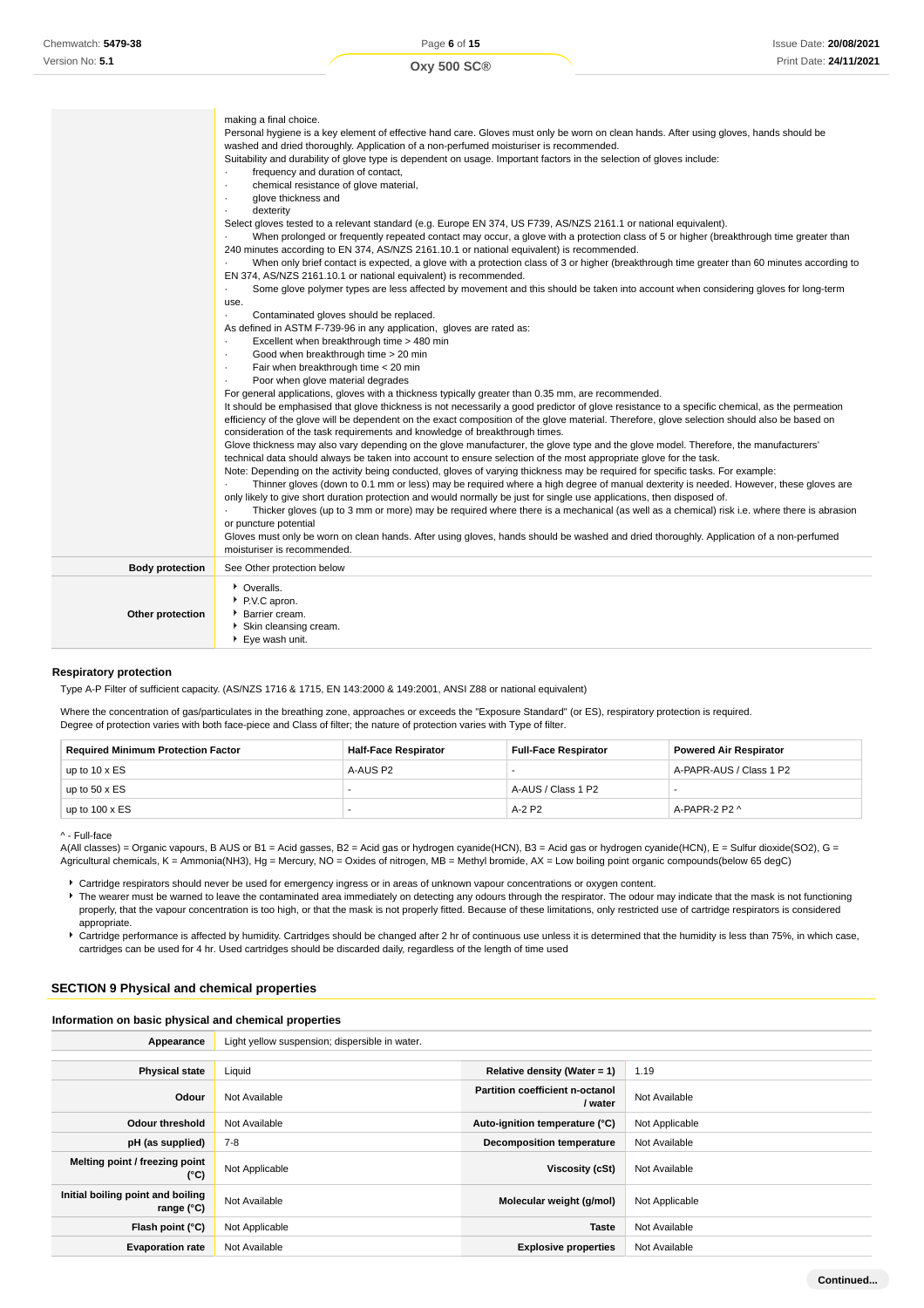| | |
|---|---|
| | making a final choice.<br>Personal hygiene is a key element of effective hand care. Gloves must only be worn on clean hands. After using gloves, hands should be washed and dried thoroughly. Application of a non-perfumed moisturiser is recommended.<br>Suitability and durability of glove type is dependent on usage. Important factors in the selection of gloves include:<br>· frequency and duration of contact,<br>· chemical resistance of glove material,<br>· glove thickness and<br>· dexterity<br>Select gloves tested to a relevant standard (e.g. Europe EN 374, US F739, AS/NZS 2161.1 or national equivalent).<br>· When prolonged or frequently repeated contact may occur, a glove with a protection class of 5 or higher (breakthrough time greater than 240 minutes according to EN 374, AS/NZS 2161.10.1 or national equivalent) is recommended.<br>· When only brief contact is expected, a glove with a protection class of 3 or higher (breakthrough time greater than 60 minutes according to EN 374, AS/NZS 2161.10.1 or national equivalent) is recommended.<br>· Some glove polymer types are less affected by movement and this should be taken into account when considering gloves for long-term use.<br>· Contaminated gloves should be replaced.<br>As defined in ASTM F-739-96 in any application, gloves are rated as:<br>· Excellent when breakthrough time > 480 min<br>· Good when breakthrough time > 20 min<br>· Fair when breakthrough time < 20 min<br>· Poor when glove material degrades<br>For general applications, gloves with a thickness typically greater than 0.35 mm, are recommended.<br>It should be emphasised that glove thickness is not necessarily a good predictor of glove resistance to a specific chemical, as the permeation efficiency of the glove will be dependent on the exact composition of the glove material. Therefore, glove selection should also be based on consideration of the task requirements and knowledge of breakthrough times.<br>Glove thickness may also vary depending on the glove manufacturer, the glove type and the glove model. Therefore, the manufacturers' technical data should always be taken into account to ensure selection of the most appropriate glove for the task.<br>Note: Depending on the activity being conducted, gloves of varying thickness may be required for specific tasks. For example:<br>· Thinner gloves (down to 0.1 mm or less) may be required where a high degree of manual dexterity is needed. However, these gloves are only likely to give short duration protection and would normally be just for single use applications, then disposed of.<br>· Thicker gloves (up to 3 mm or more) may be required where there is a mechanical (as well as a chemical) risk i.e. where there is abrasion or puncture potential<br>Gloves must only be worn on clean hands. After using gloves, hands should be washed and dried thoroughly. Application of a non-perfumed moisturiser is recommended. |
| **Body protection** | See Other protection below |
| **Other protection** | ▸ Overalls.<br>▸ P.V.C apron.<br>▸ Barrier cream.<br>▸ Skin cleansing cream.<br>▸ Eye wash unit. |

### Respiratory protection

Type A-P Filter of sufficient capacity. (AS/NZS 1716 & 1715, EN 143:2000 & 149:2001, ANSI Z88 or national equivalent)

Where the concentration of gas/particulates in the breathing zone, approaches or exceeds the "Exposure Standard" (or ES), respiratory protection is required.
Degree of protection varies with both face-piece and Class of filter; the nature of protection varies with Type of filter.

| Required Minimum Protection Factor | Half-Face Respirator | Full-Face Respirator | Powered Air Respirator |
|---|---|---|---|
| up to 10 x ES | A-AUS P2 | - | A-PAPR-AUS / Class 1 P2 |
| up to 50 x ES | - | A-AUS / Class 1 P2 | - |
| up to 100 x ES | - | A-2 P2 | A-PAPR-2 P2 ^ |

^ - Full-face
A(All classes) = Organic vapours, B AUS or B1 = Acid gasses, B2 = Acid gas or hydrogen cyanide(HCN), B3 = Acid gas or hydrogen cyanide(HCN), E = Sulfur dioxide($SO_2$), G = Agricultural chemicals, K = Ammonia($NH_3$), Hg = Mercury, NO = Oxides of nitrogen, MB = Methyl bromide, AX = Low boiling point organic compounds(below 65 degC)

- Cartridge respirators should never be used for emergency ingress or in areas of unknown vapour concentrations or oxygen content.
- The wearer must be warned to leave the contaminated area immediately on detecting any odours through the respirator. The odour may indicate that the mask is not functioning properly, that the vapour concentration is too high, or that the mask is not properly fitted. Because of these limitations, only restricted use of cartridge respirators is considered appropriate.
- Cartridge performance is affected by humidity. Cartridges should be changed after 2 hr of continuous use unless it is determined that the humidity is less than 75%, in which case, cartridges can be used for 4 hr. Used cartridges should be discarded daily, regardless of the length of time used

## SECTION 9 Physical and chemical properties

### Information on basic physical and chemical properties

| | | | |
|---|---|---|---|
| **Appearance** | Light yellow suspension; dispersible in water. | | |
| **Physical state** | Liquid | **Relative density (Water = 1)** | 1.19 |
| **Odour** | Not Available | **Partition coefficient n-octanol / water** | Not Available |
| **Odour threshold** | Not Available | **Auto-ignition temperature (°C)** | Not Applicable |
| **pH (as supplied)** | 7-8 | **Decomposition temperature** | Not Available |
| **Melting point / freezing point (°C)** | Not Applicable | **Viscosity (cSt)** | Not Available |
| **Initial boiling point and boiling range (°C)** | Not Available | **Molecular weight (g/mol)** | Not Applicable |
| **Flash point (°C)** | Not Applicable | **Taste** | Not Available |
| **Evaporation rate** | Not Available | **Explosive properties** | Not Available |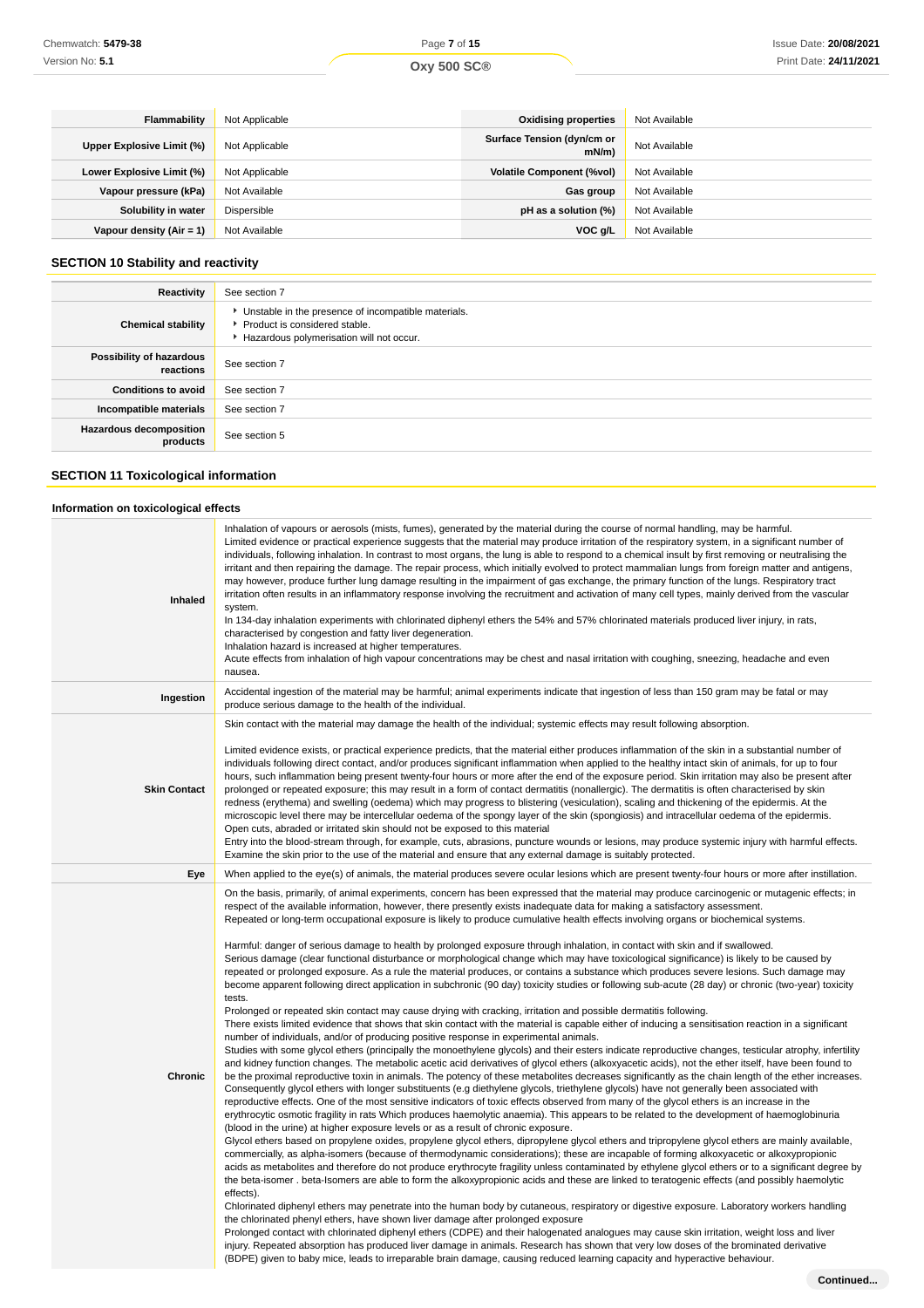| Flammability | Not Applicable | Oxidising properties | Not Available |
|---|---|---|---|
| Upper Explosive Limit (%) | Not Applicable | Surface Tension (dyn/cm or mN/m) | Not Available |
| Lower Explosive Limit (%) | Not Applicable | Volatile Component (%vol) | Not Available |
| Vapour pressure (kPa) | Not Available | Gas group | Not Available |
| Solubility in water | Dispersible | pH as a solution (%) | Not Available |
| Vapour density (Air = 1) | Not Available | VOC g/L | Not Available |

## SECTION 10 Stability and reactivity

| | |
|---|---|
| Reactivity | See section 7 |
| Chemical stability | ▸ Unstable in the presence of incompatible materials.<br>▸ Product is considered stable.<br>▸ Hazardous polymerisation will not occur. |
| Possibility of hazardous reactions | See section 7 |
| Conditions to avoid | See section 7 |
| Incompatible materials | See section 7 |
| Hazardous decomposition products | See section 5 |

## SECTION 11 Toxicological information

### Information on toxicological effects

| | |
|---|---|
| Inhaled | Inhalation of vapours or aerosols (mists, fumes), generated by the material during the course of normal handling, may be harmful.<br>Limited evidence or practical experience suggests that the material may produce irritation of the respiratory system, in a significant number of individuals, following inhalation. In contrast to most organs, the lung is able to respond to a chemical insult by first removing or neutralising the irritant and then repairing the damage. The repair process, which initially evolved to protect mammalian lungs from foreign matter and antigens, may however, produce further lung damage resulting in the impairment of gas exchange, the primary function of the lungs. Respiratory tract irritation often results in an inflammatory response involving the recruitment and activation of many cell types, mainly derived from the vascular system.<br>In 134-day inhalation experiments with chlorinated diphenyl ethers the 54% and 57% chlorinated materials produced liver injury, in rats, characterised by congestion and fatty liver degeneration.<br>Inhalation hazard is increased at higher temperatures.<br>Acute effects from inhalation of high vapour concentrations may be chest and nasal irritation with coughing, sneezing, headache and even nausea. |
| Ingestion | Accidental ingestion of the material may be harmful; animal experiments indicate that ingestion of less than 150 gram may be fatal or may produce serious damage to the health of the individual. |
| Skin Contact | Skin contact with the material may damage the health of the individual; systemic effects may result following absorption.<br><br>Limited evidence exists, or practical experience predicts, that the material either produces inflammation of the skin in a substantial number of individuals following direct contact, and/or produces significant inflammation when applied to the healthy intact skin of animals, for up to four hours, such inflammation being present twenty-four hours or more after the end of the exposure period. Skin irritation may also be present after prolonged or repeated exposure; this may result in a form of contact dermatitis (nonallergic). The dermatitis is often characterised by skin redness (erythema) and swelling (oedema) which may progress to blistering (vesiculation), scaling and thickening of the epidermis. At the microscopic level there may be intercellular oedema of the spongy layer of the skin (spongiosis) and intracellular oedema of the epidermis.<br>Open cuts, abraded or irritated skin should not be exposed to this material<br>Entry into the blood-stream through, for example, cuts, abrasions, puncture wounds or lesions, may produce systemic injury with harmful effects. Examine the skin prior to the use of the material and ensure that any external damage is suitably protected. |
| Eye | When applied to the eye(s) of animals, the material produces severe ocular lesions which are present twenty-four hours or more after instillation. |
| Chronic | On the basis, primarily, of animal experiments, concern has been expressed that the material may produce carcinogenic or mutagenic effects; in respect of the available information, however, there presently exists inadequate data for making a satisfactory assessment.<br>Repeated or long-term occupational exposure is likely to produce cumulative health effects involving organs or biochemical systems.<br><br>Harmful: danger of serious damage to health by prolonged exposure through inhalation, in contact with skin and if swallowed.<br>Serious damage (clear functional disturbance or morphological change which may have toxicological significance) is likely to be caused by repeated or prolonged exposure. As a rule the material produces, or contains a substance which produces severe lesions. Such damage may become apparent following direct application in subchronic (90 day) toxicity studies or following sub-acute (28 day) or chronic (two-year) toxicity tests.<br>Prolonged or repeated skin contact may cause drying with cracking, irritation and possible dermatitis following.<br>There exists limited evidence that shows that skin contact with the material is capable either of inducing a sensitisation reaction in a significant number of individuals, and/or of producing positive response in experimental animals.<br>Studies with some glycol ethers (principally the monoethylene glycols) and their esters indicate reproductive changes, testicular atrophy, infertility and kidney function changes. The metabolic acetic acid derivatives of glycol ethers (alkoxyacetic acids), not the ether itself, have been found to be the proximal reproductive toxin in animals. The potency of these metabolites decreases significantly as the chain length of the ether increases. Consequently glycol ethers with longer substituents (e.g diethylene glycols, triethylene glycols) have not generally been associated with reproductive effects. One of the most sensitive indicators of toxic effects observed from many of the glycol ethers is an increase in the erythrocytic osmotic fragility in rats Which produces haemolytic anaemia). This appears to be related to the development of haemoglobinuria (blood in the urine) at higher exposure levels or as a result of chronic exposure.<br>Glycol ethers based on propylene oxides, propylene glycol ethers, dipropylene glycol ethers and tripropylene glycol ethers are mainly available, commercially, as alpha-isomers (because of thermodynamic considerations); these are incapable of forming alkoxyacetic or alkoxypropionic acids as metabolites and therefore do not produce erythrocyte fragility unless contaminated by ethylene glycol ethers or to a significant degree by the beta-isomer . beta-Isomers are able to form the alkoxypropionic acids and these are linked to teratogenic effects (and possibly haemolytic effects).<br>Chlorinated diphenyl ethers may penetrate into the human body by cutaneous, respiratory or digestive exposure. Laboratory workers handling the chlorinated phenyl ethers, have shown liver damage after prolonged exposure<br>Prolonged contact with chlorinated diphenyl ethers (CDPE) and their halogenated analogues may cause skin irritation, weight loss and liver injury. Repeated absorption has produced liver damage in animals. Research has shown that very low doses of the brominated derivative (BDPE) given to baby mice, leads to irreparable brain damage, causing reduced learning capacity and hyperactive behaviour. |

Continued...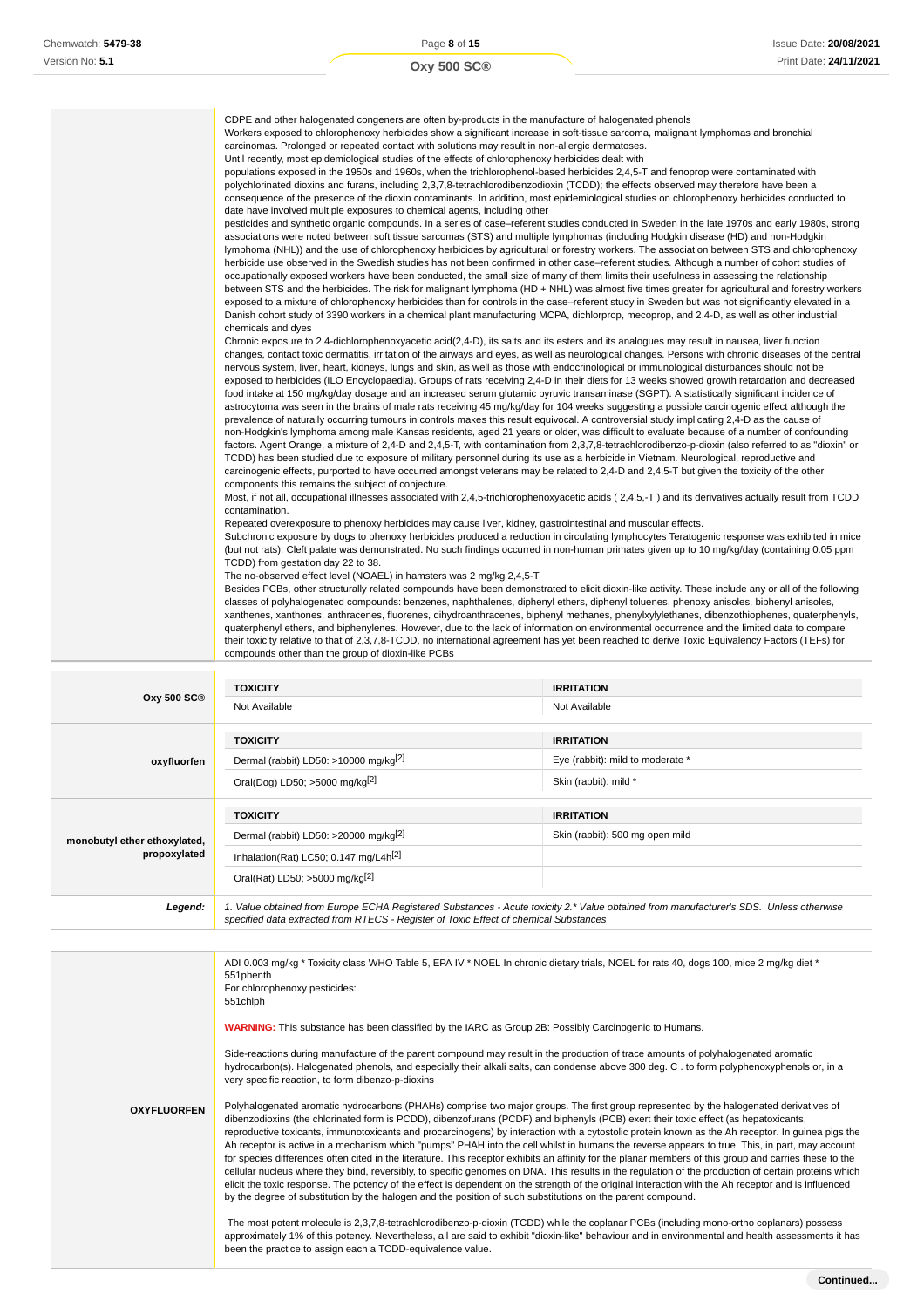| | |
|---|---|
| | CDPE and other halogenated congeners are often by-products in the manufacture of halogenated phenols<br>Workers exposed to chlorophenoxy herbicides show a significant increase in soft-tissue sarcoma, malignant lymphomas and bronchial carcinomas. Prolonged or repeated contact with solutions may result in non-allergic dermatoses.<br>Until recently, most epidemiological studies of the effects of chlorophenoxy herbicides dealt with<br>populations exposed in the 1950s and 1960s, when the trichlorophenol-based herbicides 2,4,5-T and fenoprop were contaminated with polychlorinated dioxins and furans, including 2,3,7,8-tetrachlorodibenzodioxin (TCDD); the effects observed may therefore have been a consequence of the presence of the dioxin contaminants. In addition, most epidemiological studies on chlorophenoxy herbicides conducted to date have involved multiple exposures to chemical agents, including other<br>pesticides and synthetic organic compounds. In a series of case–referent studies conducted in Sweden in the late 1970s and early 1980s, strong associations were noted between soft tissue sarcomas (STS) and multiple lymphomas (including Hodgkin disease (HD) and non-Hodgkin lymphoma (NHL)) and the use of chlorophenoxy herbicides by agricultural or forestry workers. The association between STS and chlorophenoxy herbicide use observed in the Swedish studies has not been confirmed in other case–referent studies. Although a number of cohort studies of occupationally exposed workers have been conducted, the small size of many of them limits their usefulness in assessing the relationship between STS and the herbicides. The risk for malignant lymphoma (HD + NHL) was almost five times greater for agricultural and forestry workers exposed to a mixture of chlorophenoxy herbicides than for controls in the case–referent study in Sweden but was not significantly elevated in a Danish cohort study of 3390 workers in a chemical plant manufacturing MCPA, dichlorprop, mecoprop, and 2,4-D, as well as other industrial chemicals and dyes<br>Chronic exposure to 2,4-dichlorophenoxyacetic acid(2,4-D), its salts and its esters and its analogues may result in nausea, liver function changes, contact toxic dermatitis, irritation of the airways and eyes, as well as neurological changes. Persons with chronic diseases of the central nervous system, liver, heart, kidneys, lungs and skin, as well as those with endocrinological or immunological disturbances should not be exposed to herbicides (ILO Encyclopaedia). Groups of rats receiving 2,4-D in their diets for 13 weeks showed growth retardation and decreased food intake at 150 mg/kg/day dosage and an increased serum glutamic pyruvic transaminase (SGPT). A statistically significant incidence of astrocytoma was seen in the brains of male rats receiving 45 mg/kg/day for 104 weeks suggesting a possible carcinogenic effect although the prevalence of naturally occurring tumours in controls makes this result equivocal. A controversial study implicating 2,4-D as the cause of non-Hodgkin's lymphoma among male Kansas residents, aged 21 years or older, was difficult to evaluate because of a number of confounding factors. Agent Orange, a mixture of 2,4-D and 2,4,5-T, with contamination from 2,3,7,8-tetrachlorodibenzo-p-dioxin (also referred to as "dioxin" or TCDD) has been studied due to exposure of military personnel during its use as a herbicide in Vietnam. Neurological, reproductive and carcinogenic effects, purported to have occurred amongst veterans may be related to 2,4-D and 2,4,5-T but given the toxicity of the other components this remains the subject of conjecture.<br>Most, if not all, occupational illnesses associated with 2,4,5-trichlorophenoxyacetic acids ( 2,4,5,-T ) and its derivatives actually result from TCDD contamination.<br>Repeated overexposure to phenoxy herbicides may cause liver, kidney, gastrointestinal and muscular effects.<br>Subchronic exposure by dogs to phenoxy herbicides produced a reduction in circulating lymphocytes Teratogenic response was exhibited in mice (but not rats). Cleft palate was demonstrated. No such findings occurred in non-human primates given up to 10 mg/kg/day (containing 0.05 ppm TCDD) from gestation day 22 to 38.<br>The no-observed effect level (NOAEL) in hamsters was 2 mg/kg 2,4,5-T<br>Besides PCBs, other structurally related compounds have been demonstrated to elicit dioxin-like activity. These include any or all of the following classes of polyhalogenated compounds: benzenes, naphthalenes, diphenyl ethers, diphenyl toluenes, phenoxy anisoles, biphenyl anisoles, xanthenes, xanthones, anthracenes, fluorenes, dihydroanthracenes, biphenyl methanes, phenylxylylethanes, dibenzothiophenes, quaterphenyls, quaterphenyl ethers, and biphenylenes. However, due to the lack of information on environmental occurrence and the limited data to compare their toxicity relative to that of 2,3,7,8-TCDD, no international agreement has yet been reached to derive Toxic Equivalency Factors (TEFs) for compounds other than the group of dioxin-like PCBs |

| | TOXICITY | IRRITATION |
|---|---|---|
| **Oxy 500 SC®** | Not Available | Not Available |
| **oxyfluorfen** | **TOXICITY** | **IRRITATION** |
| | Dermal (rabbit) LD50: >10000 mg/kg[2] | Eye (rabbit): mild to moderate * |
| | Oral(Dog) LD50; >5000 mg/kg[2] | Skin (rabbit): mild * |
| **monobutyl ether ethoxylated, propoxylated** | **TOXICITY** | **IRRITATION** |
| | Dermal (rabbit) LD50: >20000 mg/kg[2] | Skin (rabbit): 500 mg open mild |
| | Inhalation(Rat) LC50; 0.147 mg/L4h[2] | |
| | Oral(Rat) LD50; >5000 mg/kg[2] | |
| ***Legend:*** | *1. Value obtained from Europe ECHA Registered Substances - Acute toxicity 2.* Value obtained from manufacturer's SDS. Unless otherwise specified data extracted from RTECS - Register of Toxic Effect of chemical Substances* | |

| | |
|---|---|
| **OXYFLUORFEN** | ADI 0.003 mg/kg * Toxicity class WHO Table 5, EPA IV * NOEL In chronic dietary trials, NOEL for rats 40, dogs 100, mice 2 mg/kg diet *<br>551phenth<br>For chlorophenoxy pesticides:<br>551chlph<br><br>**WARNING:** This substance has been classified by the IARC as Group 2B: Possibly Carcinogenic to Humans.<br><br>Side-reactions during manufacture of the parent compound may result in the production of trace amounts of polyhalogenated aromatic hydrocarbon(s). Halogenated phenols, and especially their alkali salts, can condense above 300 deg. C . to form polyphenoxyphenols or, in a very specific reaction, to form dibenzo-p-dioxins<br><br>Polyhalogenated aromatic hydrocarbons (PHAHs) comprise two major groups. The first group represented by the halogenated derivatives of dibenzodioxins (the chlorinated form is PCDD), dibenzofurans (PCDF) and biphenyls (PCB) exert their toxic effect (as hepatoxicants, reproductive toxicants, immunotoxicants and procarcinogens) by interaction with a cytostolic protein known as the Ah receptor. In guinea pigs the Ah receptor is active in a mechanism which "pumps" PHAH into the cell whilst in humans the reverse appears to true. This, in part, may account for species differences often cited in the literature. This receptor exhibits an affinity for the planar members of this group and carries these to the cellular nucleus where they bind, reversibly, to specific genomes on DNA. This results in the regulation of the production of certain proteins which elicit the toxic response. The potency of the effect is dependent on the strength of the original interaction with the Ah receptor and is influenced by the degree of substitution by the halogen and the position of such substitutions on the parent compound.<br><br>The most potent molecule is 2,3,7,8-tetrachlorodibenzo-p-dioxin (TCDD) while the coplanar PCBs (including mono-ortho coplanars) possess approximately 1% of this potency. Nevertheless, all are said to exhibit "dioxin-like" behaviour and in environmental and health assessments it has been the practice to assign each a TCDD-equivalence value. |

**Continued...**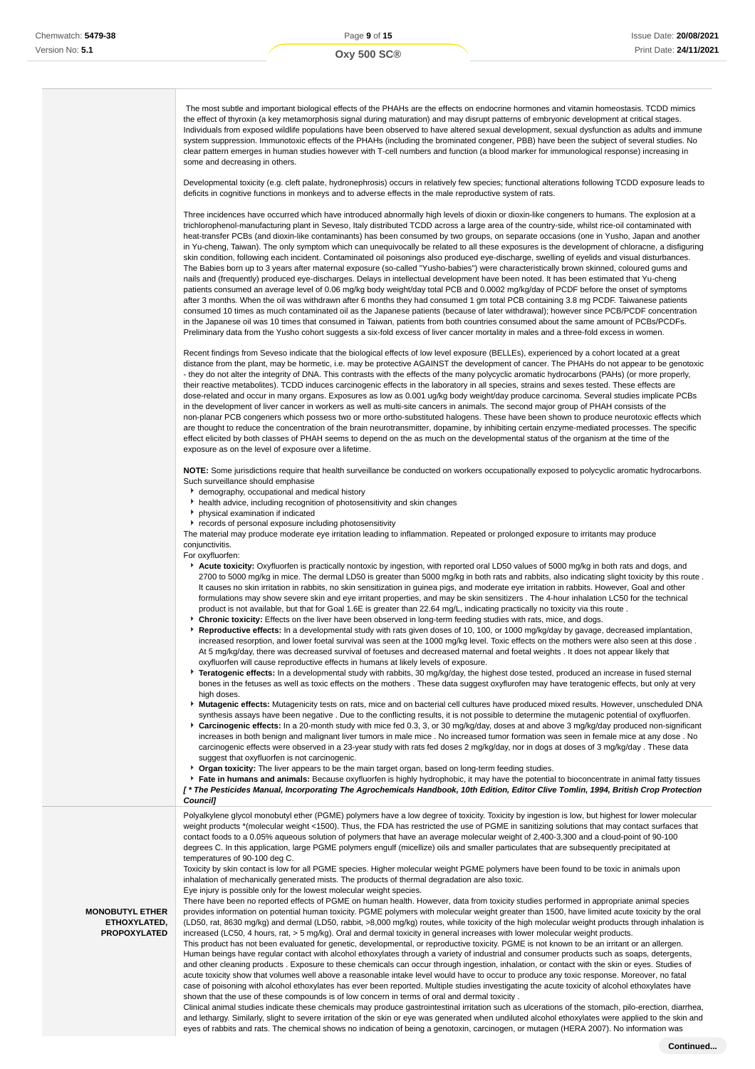| | |
|---|---|
| | The most subtle and important biological effects of the PHAHs are the effects on endocrine hormones and vitamin homeostasis. TCDD mimics the effect of thyroxin (a key metamorphosis signal during maturation) and may disrupt patterns of embryonic development at critical stages. Individuals from exposed wildlife populations have been observed to have altered sexual development, sexual dysfunction as adults and immune system suppression. Immunotoxic effects of the PHAHs (including the brominated congener, PBB) have been the subject of several studies. No clear pattern emerges in human studies however with T-cell numbers and function (a blood marker for immunological response) increasing in some and decreasing in others.<br><br>Developmental toxicity (e.g. cleft palate, hydronephrosis) occurs in relatively few species; functional alterations following TCDD exposure leads to deficits in cognitive functions in monkeys and to adverse effects in the male reproductive system of rats.<br><br>Three incidences have occurred which have introduced abnormally high levels of dioxin or dioxin-like congeners to humans. The explosion at a trichlorophenol-manufacturing plant in Seveso, Italy distributed TCDD across a large area of the country-side, whilst rice-oil contaminated with heat-transfer PCBs (and dioxin-like contaminants) has been consumed by two groups, on separate occasions (one in Yusho, Japan and another in Yu-cheng, Taiwan). The only symptom which can unequivocally be related to all these exposures is the development of chloracne, a disfiguring skin condition, following each incident. Contaminated oil poisonings also produced eye-discharge, swelling of eyelids and visual disturbances. The Babies born up to 3 years after maternal exposure (so-called "Yusho-babies") were characteristically brown skinned, coloured gums and nails and (frequently) produced eye-discharges. Delays in intellectual development have been noted. It has been estimated that Yu-cheng patients consumed an average level of 0.06 mg/kg body weight/day total PCB and 0.0002 mg/kg/day of PCDF before the onset of symptoms after 3 months. When the oil was withdrawn after 6 months they had consumed 1 gm total PCB containing 3.8 mg PCDF. Taiwanese patients consumed 10 times as much contaminated oil as the Japanese patients (because of later withdrawal); however since PCB/PCDF concentration in the Japanese oil was 10 times that consumed in Taiwan, patients from both countries consumed about the same amount of PCBs/PCDFs. Preliminary data from the Yusho cohort suggests a six-fold excess of liver cancer mortality in males and a three-fold excess in women.<br><br>Recent findings from Seveso indicate that the biological effects of low level exposure (BELLEs), experienced by a cohort located at a great distance from the plant, may be hormetic, i.e. may be protective AGAINST the development of cancer. The PHAHs do not appear to be genotoxic - they do not alter the integrity of DNA. This contrasts with the effects of the many polycyclic aromatic hydrocarbons (PAHs) (or more properly, their reactive metabolites). TCDD induces carcinogenic effects in the laboratory in all species, strains and sexes tested. These effects are dose-related and occur in many organs. Exposures as low as 0.001 ug/kg body weight/day produce carcinoma. Several studies implicate PCBs in the development of liver cancer in workers as well as multi-site cancers in animals. The second major group of PHAH consists of the non-planar PCB congeners which possess two or more ortho-substituted halogens. These have been shown to produce neurotoxic effects which are thought to reduce the concentration of the brain neurotransmitter, dopamine, by inhibiting certain enzyme-mediated processes. The specific effect elicited by both classes of PHAH seems to depend on the as much on the developmental status of the organism at the time of the exposure as on the level of exposure over a lifetime.<br><br>**NOTE:** Some jurisdictions require that health surveillance be conducted on workers occupationally exposed to polycyclic aromatic hydrocarbons. Such surveillance should emphasise<br>▸ demography, occupational and medical history<br>▸ health advice, including recognition of photosensitivity and skin changes<br>▸ physical examination if indicated<br>▸ records of personal exposure including photosensitivity<br>The material may produce moderate eye irritation leading to inflammation. Repeated or prolonged exposure to irritants may produce conjunctivitis.<br>For oxyfluorfen:<br>▸ **Acute toxicity:** Oxyfluorfen is practically nontoxic by ingestion, with reported oral LD50 values of 5000 mg/kg in both rats and dogs, and 2700 to 5000 mg/kg in mice. The dermal LD50 is greater than 5000 mg/kg in both rats and rabbits, also indicating slight toxicity by this route . It causes no skin irritation in rabbits, no skin sensitization in guinea pigs, and moderate eye irritation in rabbits. However, Goal and other formulations may show severe skin and eye irritant properties, and may be skin sensitizers . The 4-hour inhalation LC50 for the technical product is not available, but that for Goal 1.6E is greater than 22.64 mg/L, indicating practically no toxicity via this route .<br>▸ **Chronic toxicity:** Effects on the liver have been observed in long-term feeding studies with rats, mice, and dogs.<br>▸ **Reproductive effects:** In a developmental study with rats given doses of 10, 100, or 1000 mg/kg/day by gavage, decreased implantation, increased resorption, and lower foetal survival was seen at the 1000 mg/kg level. Toxic effects on the mothers were also seen at this dose . At 5 mg/kg/day, there was decreased survival of foetuses and decreased maternal and foetal weights . It does not appear likely that oxyfluorfen will cause reproductive effects in humans at likely levels of exposure.<br>▸ **Teratogenic effects:** In a developmental study with rabbits, 30 mg/kg/day, the highest dose tested, produced an increase in fused sternal bones in the fetuses as well as toxic effects on the mothers . These data suggest oxyflurofen may have teratogenic effects, but only at very high doses.<br>▸ **Mutagenic effects:** Mutagenicity tests on rats, mice and on bacterial cell cultures have produced mixed results. However, unscheduled DNA synthesis assays have been negative . Due to the conflicting results, it is not possible to determine the mutagenic potential of oxyfluorfen.<br>▸ **Carcinogenic effects:** In a 20-month study with mice fed 0.3, 3, or 30 mg/kg/day, doses at and above 3 mg/kg/day produced non-significant increases in both benign and malignant liver tumors in male mice . No increased tumor formation was seen in female mice at any dose . No carcinogenic effects were observed in a 23-year study with rats fed doses 2 mg/kg/day, nor in dogs at doses of 3 mg/kg/day . These data suggest that oxyfluorfen is not carcinogenic.<br>▸ **Organ toxicity:** The liver appears to be the main target organ, based on long-term feeding studies.<br>▸ **Fate in humans and animals:** Because oxyfluorfen is highly hydrophobic, it may have the potential to bioconcentrate in animal fatty tissues<br>***[ * The Pesticides Manual, Incorporating The Agrochemicals Handbook, 10th Edition, Editor Clive Tomlin, 1994, British Crop Protection Council]*** |
| **MONOBUTYL ETHER ETHOXYLATED, PROPOXYLATED** | Polyalkylene glycol monobutyl ether (PGME) polymers have a low degree of toxicity. Toxicity by ingestion is low, but highest for lower molecular weight products *(molecular weight <1500). Thus, the FDA has restricted the use of PGME in sanitizing solutions that may contact surfaces that contact foods to a 0.05% aqueous solution of polymers that have an average molecular weight of 2,400-3,300 and a cloud-point of 90-100 degrees C. In this application, large PGME polymers engulf (micellize) oils and smaller particulates that are subsequently precipitated at temperatures of 90-100 deg C.<br>Toxicity by skin contact is low for all PGME species. Higher molecular weight PGME polymers have been found to be toxic in animals upon inhalation of mechanically generated mists. The products of thermal degradation are also toxic.<br>Eye injury is possible only for the lowest molecular weight species.<br>There have been no reported effects of PGME on human health. However, data from toxicity studies performed in appropriate animal species provides information on potential human toxicity. PGME polymers with molecular weight greater than 1500, have limited acute toxicity by the oral (LD50, rat, 8630 mg/kg) and dermal (LD50, rabbit, >8,000 mg/kg) routes, while toxicity of the high molecular weight products through inhalation is increased (LC50, 4 hours, rat, > 5 mg/kg). Oral and dermal toxicity in general increases with lower molecular weight products.<br>This product has not been evaluated for genetic, developmental, or reproductive toxicity. PGME is not known to be an irritant or an allergen.<br>Human beings have regular contact with alcohol ethoxylates through a variety of industrial and consumer products such as soaps, detergents, and other cleaning products . Exposure to these chemicals can occur through ingestion, inhalation, or contact with the skin or eyes. Studies of acute toxicity show that volumes well above a reasonable intake level would have to occur to produce any toxic response. Moreover, no fatal case of poisoning with alcohol ethoxylates has ever been reported. Multiple studies investigating the acute toxicity of alcohol ethoxylates have shown that the use of these compounds is of low concern in terms of oral and dermal toxicity .<br>Clinical animal studies indicate these chemicals may produce gastrointestinal irritation such as ulcerations of the stomach, pilo-erection, diarrhea, and lethargy. Similarly, slight to severe irritation of the skin or eye was generated when undiluted alcohol ethoxylates were applied to the skin and eyes of rabbits and rats. The chemical shows no indication of being a genotoxin, carcinogen, or mutagen (HERA 2007). No information was |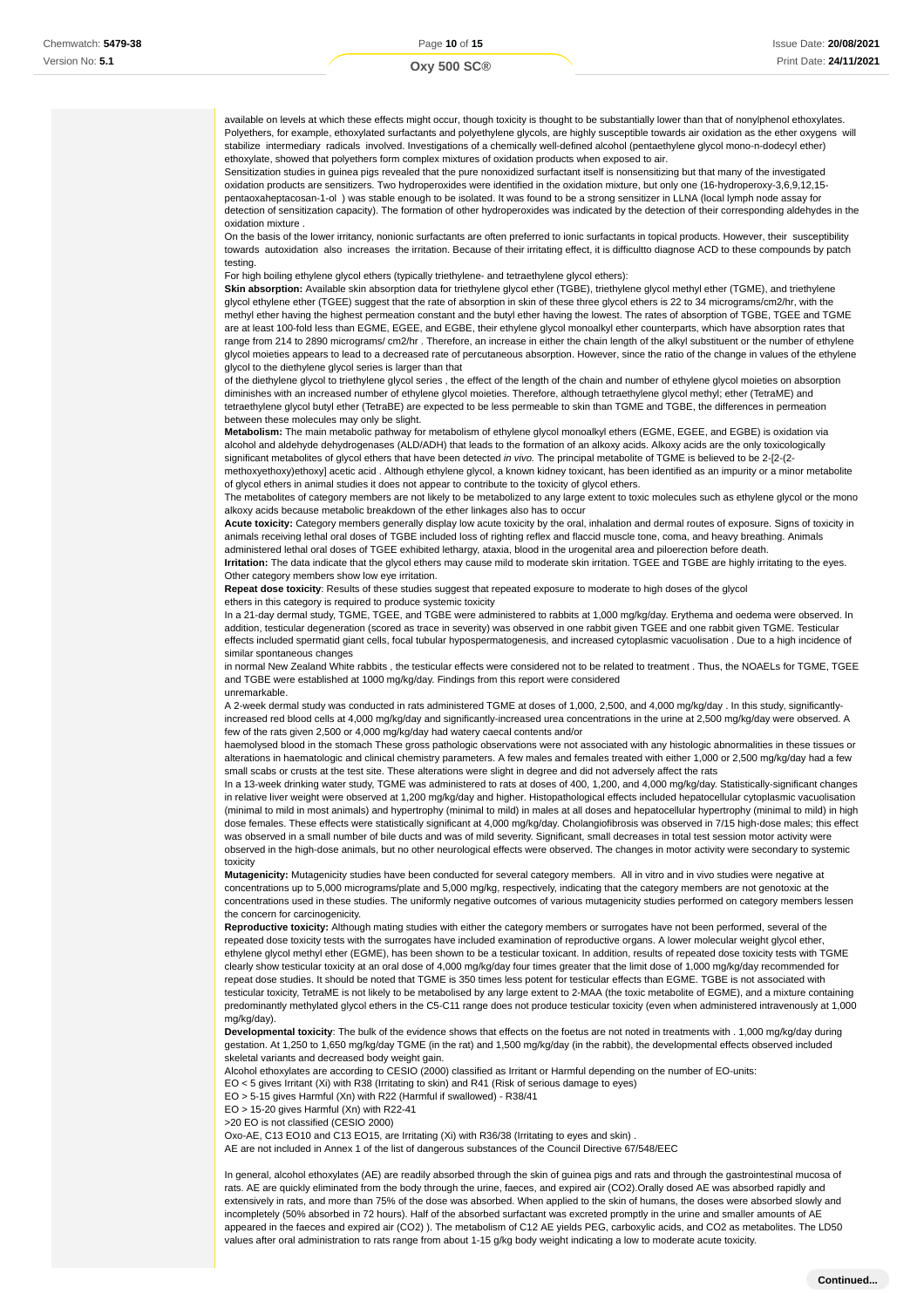available on levels at which these effects might occur, though toxicity is thought to be substantially lower than that of nonylphenol ethoxylates. Polyethers, for example, ethoxylated surfactants and polyethylene glycols, are highly susceptible towards air oxidation as the ether oxygens will stabilize intermediary radicals involved. Investigations of a chemically well-defined alcohol (pentaethylene glycol mono-n-dodecyl ether) ethoxylate, showed that polyethers form complex mixtures of oxidation products when exposed to air.

Sensitization studies in guinea pigs revealed that the pure nonoxidized surfactant itself is nonsensitizing but that many of the investigated oxidation products are sensitizers. Two hydroperoxides were identified in the oxidation mixture, but only one (16-hydroperoxy-3,6,9,12,15-pentaoxaheptacosan-1-ol ) was stable enough to be isolated. It was found to be a strong sensitizer in LLNA (local lymph node assay for detection of sensitization capacity). The formation of other hydroperoxides was indicated by the detection of their corresponding aldehydes in the oxidation mixture .

On the basis of the lower irritancy, nonionic surfactants are often preferred to ionic surfactants in topical products. However, their susceptibility towards autoxidation also increases the irritation. Because of their irritating effect, it is difficultto diagnose ACD to these compounds by patch testing.

For high boiling ethylene glycol ethers (typically triethylene- and tetraethylene glycol ethers):

**Skin absorption:** Available skin absorption data for triethylene glycol ether (TGBE), triethylene glycol methyl ether (TGME), and triethylene glycol ethylene ether (TGEE) suggest that the rate of absorption in skin of these three glycol ethers is 22 to 34 micrograms/cm2/hr, with the methyl ether having the highest permeation constant and the butyl ether having the lowest. The rates of absorption of TGBE, TGEE and TGME are at least 100-fold less than EGME, EGEE, and EGBE, their ethylene glycol monoalkyl ether counterparts, which have absorption rates that range from 214 to 2890 micrograms/ cm2/hr . Therefore, an increase in either the chain length of the alkyl substituent or the number of ethylene glycol moieties appears to lead to a decreased rate of percutaneous absorption. However, since the ratio of the change in values of the ethylene glycol to the diethylene glycol series is larger than that

of the diethylene glycol to triethylene glycol series , the effect of the length of the chain and number of ethylene glycol moieties on absorption diminishes with an increased number of ethylene glycol moieties. Therefore, although tetraethylene glycol methyl; ether (TetraME) and tetraethylene glycol butyl ether (TetraBE) are expected to be less permeable to skin than TGME and TGBE, the differences in permeation between these molecules may only be slight.

**Metabolism:** The main metabolic pathway for metabolism of ethylene glycol monoalkyl ethers (EGME, EGEE, and EGBE) is oxidation via alcohol and aldehyde dehydrogenases (ALD/ADH) that leads to the formation of an alkoxy acids. Alkoxy acids are the only toxicologically significant metabolites of glycol ethers that have been detected *in vivo.* The principal metabolite of TGME is believed to be 2-[2-(2-methoxyethoxy)ethoxy] acetic acid . Although ethylene glycol, a known kidney toxicant, has been identified as an impurity or a minor metabolite of glycol ethers in animal studies it does not appear to contribute to the toxicity of glycol ethers.

The metabolites of category members are not likely to be metabolized to any large extent to toxic molecules such as ethylene glycol or the mono alkoxy acids because metabolic breakdown of the ether linkages also has to occur

**Acute toxicity:** Category members generally display low acute toxicity by the oral, inhalation and dermal routes of exposure. Signs of toxicity in animals receiving lethal oral doses of TGBE included loss of righting reflex and flaccid muscle tone, coma, and heavy breathing. Animals administered lethal oral doses of TGEE exhibited lethargy, ataxia, blood in the urogenital area and piloerection before death.

**Irritation:** The data indicate that the glycol ethers may cause mild to moderate skin irritation. TGEE and TGBE are highly irritating to the eyes. Other category members show low eye irritation.

**Repeat dose toxicity**: Results of these studies suggest that repeated exposure to moderate to high doses of the glycol ethers in this category is required to produce systemic toxicity

In a 21-day dermal study, TGME, TGEE, and TGBE were administered to rabbits at 1,000 mg/kg/day. Erythema and oedema were observed. In addition, testicular degeneration (scored as trace in severity) was observed in one rabbit given TGEE and one rabbit given TGME. Testicular effects included spermatid giant cells, focal tubular hypospermatogenesis, and increased cytoplasmic vacuolisation . Due to a high incidence of similar spontaneous changes

in normal New Zealand White rabbits , the testicular effects were considered not to be related to treatment . Thus, the NOAELs for TGME, TGEE and TGBE were established at 1000 mg/kg/day. Findings from this report were considered unremarkable.

A 2-week dermal study was conducted in rats administered TGME at doses of 1,000, 2,500, and 4,000 mg/kg/day . In this study, significantly-increased red blood cells at 4,000 mg/kg/day and significantly-increased urea concentrations in the urine at 2,500 mg/kg/day were observed. A few of the rats given 2,500 or 4,000 mg/kg/day had watery caecal contents and/or haemolysed blood in the stomach These gross pathologic observations were not associated with any histologic abnormalities in these tissues or alterations in haematologic and clinical chemistry parameters. A few males and females treated with either 1,000 or 2,500 mg/kg/day had a few small scabs or crusts at the test site. These alterations were slight in degree and did not adversely affect the rats

In a 13-week drinking water study, TGME was administered to rats at doses of 400, 1,200, and 4,000 mg/kg/day. Statistically-significant changes in relative liver weight were observed at 1,200 mg/kg/day and higher. Histopathological effects included hepatocellular cytoplasmic vacuolisation (minimal to mild in most animals) and hypertrophy (minimal to mild) in males at all doses and hepatocellular hypertrophy (minimal to mild) in high dose females. These effects were statistically significant at 4,000 mg/kg/day. Cholangiofibrosis was observed in 7/15 high-dose males; this effect was observed in a small number of bile ducts and was of mild severity. Significant, small decreases in total test session motor activity were observed in the high-dose animals, but no other neurological effects were observed. The changes in motor activity were secondary to systemic toxicity

**Mutagenicity:** Mutagenicity studies have been conducted for several category members. All in vitro and in vivo studies were negative at concentrations up to 5,000 micrograms/plate and 5,000 mg/kg, respectively, indicating that the category members are not genotoxic at the concentrations used in these studies. The uniformly negative outcomes of various mutagenicity studies performed on category members lessen the concern for carcinogenicity.

**Reproductive toxicity:** Although mating studies with either the category members or surrogates have not been performed, several of the repeated dose toxicity tests with the surrogates have included examination of reproductive organs. A lower molecular weight glycol ether, ethylene glycol methyl ether (EGME), has been shown to be a testicular toxicant. In addition, results of repeated dose toxicity tests with TGME clearly show testicular toxicity at an oral dose of 4,000 mg/kg/day four times greater that the limit dose of 1,000 mg/kg/day recommended for repeat dose studies. It should be noted that TGME is 350 times less potent for testicular effects than EGME. TGBE is not associated with testicular toxicity, TetraME is not likely to be metabolised by any large extent to 2-MAA (the toxic metabolite of EGME), and a mixture containing predominantly methylated glycol ethers in the C5-C11 range does not produce testicular toxicity (even when administered intravenously at 1,000 mg/kg/day).

**Developmental toxicity**: The bulk of the evidence shows that effects on the foetus are not noted in treatments with . 1,000 mg/kg/day during gestation. At 1,250 to 1,650 mg/kg/day TGME (in the rat) and 1,500 mg/kg/day (in the rabbit), the developmental effects observed included skeletal variants and decreased body weight gain.

Alcohol ethoxylates are according to CESIO (2000) classified as Irritant or Harmful depending on the number of EO-units:

EO < 5 gives Irritant (Xi) with R38 (Irritating to skin) and R41 (Risk of serious damage to eyes)

EO > 5-15 gives Harmful (Xn) with R22 (Harmful if swallowed) - R38/41

EO > 15-20 gives Harmful (Xn) with R22-41

>20 EO is not classified (CESIO 2000)

Oxo-AE, C13 EO10 and C13 EO15, are Irritating (Xi) with R36/38 (Irritating to eyes and skin) .

AE are not included in Annex 1 of the list of dangerous substances of the Council Directive 67/548/EEC

In general, alcohol ethoxylates (AE) are readily absorbed through the skin of guinea pigs and rats and through the gastrointestinal mucosa of rats. AE are quickly eliminated from the body through the urine, faeces, and expired air ($CO_2$).Orally dosed AE was absorbed rapidly and extensively in rats, and more than 75% of the dose was absorbed. When applied to the skin of humans, the doses were absorbed slowly and incompletely (50% absorbed in 72 hours). Half of the absorbed surfactant was excreted promptly in the urine and smaller amounts of AE appeared in the faeces and expired air ($CO_2$) ). The metabolism of C12 AE yields PEG, carboxylic acids, and $CO_2$ as metabolites. The LD50 values after oral administration to rats range from about 1-15 g/kg body weight indicating a low to moderate acute toxicity.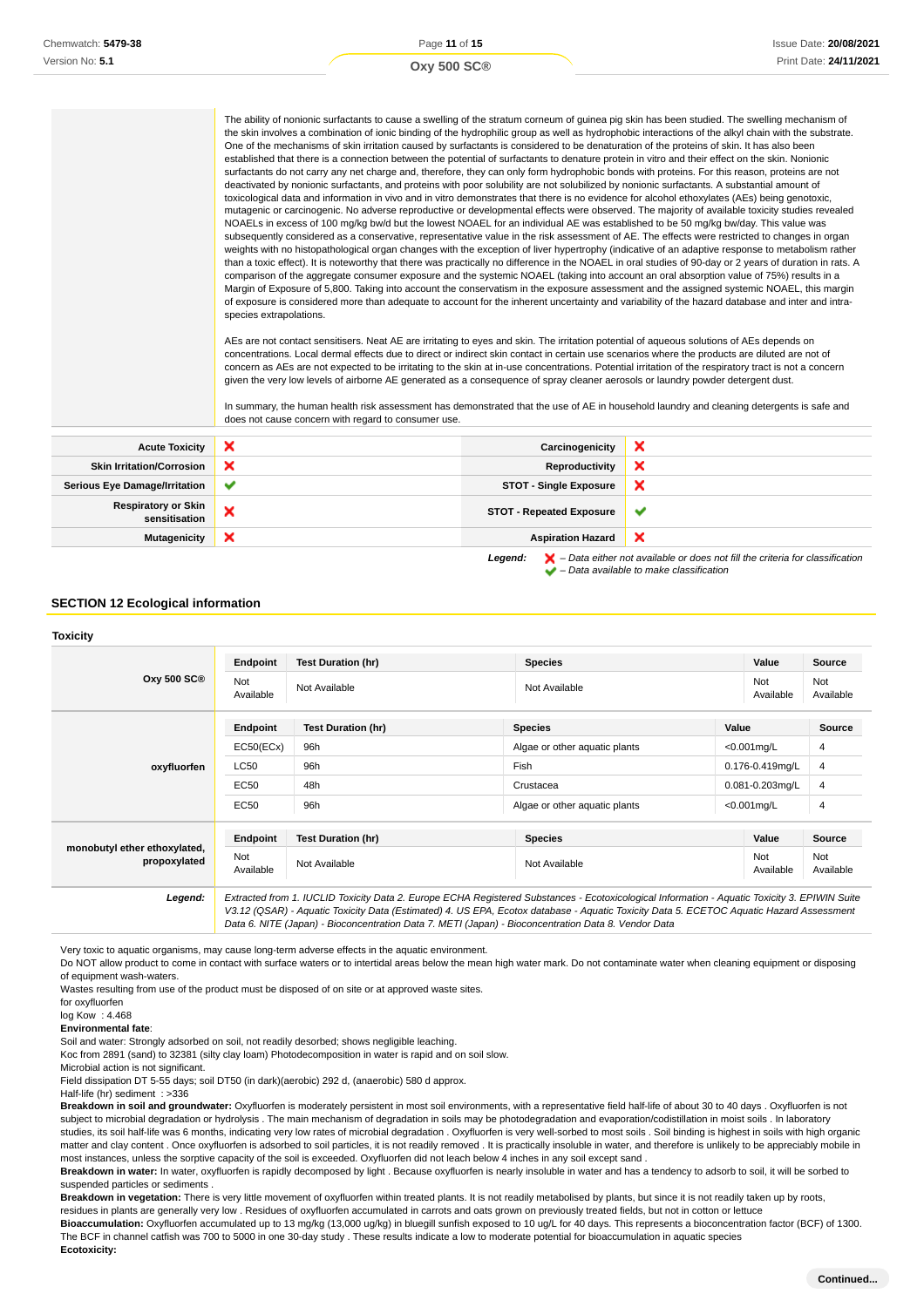The ability of nonionic surfactants to cause a swelling of the stratum corneum of guinea pig skin has been studied. The swelling mechanism of the skin involves a combination of ionic binding of the hydrophilic group as well as hydrophobic interactions of the alkyl chain with the substrate. One of the mechanisms of skin irritation caused by surfactants is considered to be denaturation of the proteins of skin. It has also been established that there is a connection between the potential of surfactants to denature protein in vitro and their effect on the skin. Nonionic surfactants do not carry any net charge and, therefore, they can only form hydrophobic bonds with proteins. For this reason, proteins are not deactivated by nonionic surfactants, and proteins with poor solubility are not solubilized by nonionic surfactants. A substantial amount of toxicological data and information in vivo and in vitro demonstrates that there is no evidence for alcohol ethoxylates (AEs) being genotoxic, mutagenic or carcinogenic. No adverse reproductive or developmental effects were observed. The majority of available toxicity studies revealed NOAELs in excess of 100 mg/kg bw/d but the lowest NOAEL for an individual AE was established to be 50 mg/kg bw/day. This value was subsequently considered as a conservative, representative value in the risk assessment of AE. The effects were restricted to changes in organ weights with no histopathological organ changes with the exception of liver hypertrophy (indicative of an adaptive response to metabolism rather than a toxic effect). It is noteworthy that there was practically no difference in the NOAEL in oral studies of 90-day or 2 years of duration in rats. A comparison of the aggregate consumer exposure and the systemic NOAEL (taking into account an oral absorption value of 75%) results in a Margin of Exposure of 5,800. Taking into account the conservatism in the exposure assessment and the assigned systemic NOAEL, this margin of exposure is considered more than adequate to account for the inherent uncertainty and variability of the hazard database and inter and intra-species extrapolations.

AEs are not contact sensitisers. Neat AE are irritating to eyes and skin. The irritation potential of aqueous solutions of AEs depends on concentrations. Local dermal effects due to direct or indirect skin contact in certain use scenarios where the products are diluted are not of concern as AEs are not expected to be irritating to the skin at in-use concentrations. Potential irritation of the respiratory tract is not a concern given the very low levels of airborne AE generated as a consequence of spray cleaner aerosols or laundry powder detergent dust.

In summary, the human health risk assessment has demonstrated that the use of AE in household laundry and cleaning detergents is safe and does not cause concern with regard to consumer use.

| | | | |
|---|---|---|---|
| **Acute Toxicity** | ✘ | **Carcinogenicity** | ✘ |
| **Skin Irritation/Corrosion** | ✘ | **Reproductivity** | ✘ |
| **Serious Eye Damage/Irritation** | ✔ | **STOT - Single Exposure** | ✘ |
| **Respiratory or Skin sensitisation** | ✘ | **STOT - Repeated Exposure** | ✔ |
| **Mutagenicity** | ✘ | **Aspiration Hazard** | ✘ |

***Legend:*** ✘ *– Data either not available or does not fill the criteria for classification*
✔ *– Data available to make classification*

## SECTION 12 Ecological information

### Toxicity

**Oxy 500 SC®**

| Endpoint | Test Duration (hr) | Species | Value | Source |
|---|---|---|---|---|
| Not Available | Not Available | Not Available | Not Available | Not Available |

**oxyfluorfen**

| Endpoint | Test Duration (hr) | Species | Value | Source |
|---|---|---|---|---|
| EC50(ECx) | 96h | Algae or other aquatic plants | <0.001mg/L | 4 |
| LC50 | 96h | Fish | 0.176-0.419mg/L | 4 |
| EC50 | 48h | Crustacea | 0.081-0.203mg/L | 4 |
| EC50 | 96h | Algae or other aquatic plants | <0.001mg/L | 4 |

**monobutyl ether ethoxylated, propoxylated**

| Endpoint | Test Duration (hr) | Species | Value | Source |
|---|---|---|---|---|
| Not Available | Not Available | Not Available | Not Available | Not Available |

***Legend:*** *Extracted from 1. IUCLID Toxicity Data 2. Europe ECHA Registered Substances - Ecotoxicological Information - Aquatic Toxicity 3. EPIWIN Suite V3.12 (QSAR) - Aquatic Toxicity Data (Estimated) 4. US EPA, Ecotox database - Aquatic Toxicity Data 5. ECETOC Aquatic Hazard Assessment Data 6. NITE (Japan) - Bioconcentration Data 7. METI (Japan) - Bioconcentration Data 8. Vendor Data*

Very toxic to aquatic organisms, may cause long-term adverse effects in the aquatic environment.
Do NOT allow product to come in contact with surface waters or to intertidal areas below the mean high water mark. Do not contaminate water when cleaning equipment or disposing of equipment wash-waters.
Wastes resulting from use of the product must be disposed of on site or at approved waste sites.
for oxyfluorfen
log Kow : 4.468
**Environmental fate**:
Soil and water: Strongly adsorbed on soil, not readily desorbed; shows negligible leaching.
Koc from 2891 (sand) to 32381 (silty clay loam) Photodecomposition in water is rapid and on soil slow.
Microbial action is not significant.
Field dissipation DT 5-55 days; soil DT50 (in dark)(aerobic) 292 d, (anaerobic) 580 d approx.
Half-life (hr) sediment : >336
**Breakdown in soil and groundwater:** Oxyfluorfen is moderately persistent in most soil environments, with a representative field half-life of about 30 to 40 days . Oxyfluorfen is not subject to microbial degradation or hydrolysis . The main mechanism of degradation in soils may be photodegradation and evaporation/codistillation in moist soils . In laboratory studies, its soil half-life was 6 months, indicating very low rates of microbial degradation . Oxyfluorfen is very well-sorbed to most soils . Soil binding is highest in soils with high organic matter and clay content . Once oxyfluorfen is adsorbed to soil particles, it is not readily removed . It is practically insoluble in water, and therefore is unlikely to be appreciably mobile in most instances, unless the sorptive capacity of the soil is exceeded. Oxyfluorfen did not leach below 4 inches in any soil except sand .
**Breakdown in water:** In water, oxyfluorfen is rapidly decomposed by light . Because oxyfluorfen is nearly insoluble in water and has a tendency to adsorb to soil, it will be sorbed to suspended particles or sediments .
**Breakdown in vegetation:** There is very little movement of oxyfluorfen within treated plants. It is not readily metabolised by plants, but since it is not readily taken up by roots, residues in plants are generally very low . Residues of oxyfluorfen accumulated in carrots and oats grown on previously treated fields, but not in cotton or lettuce
**Bioaccumulation:** Oxyfluorfen accumulated up to 13 mg/kg (13,000 ug/kg) in bluegill sunfish exposed to 10 ug/L for 40 days. This represents a bioconcentration factor (BCF) of 1300. The BCF in channel catfish was 700 to 5000 in one 30-day study . These results indicate a low to moderate potential for bioaccumulation in aquatic species
**Ecotoxicity:**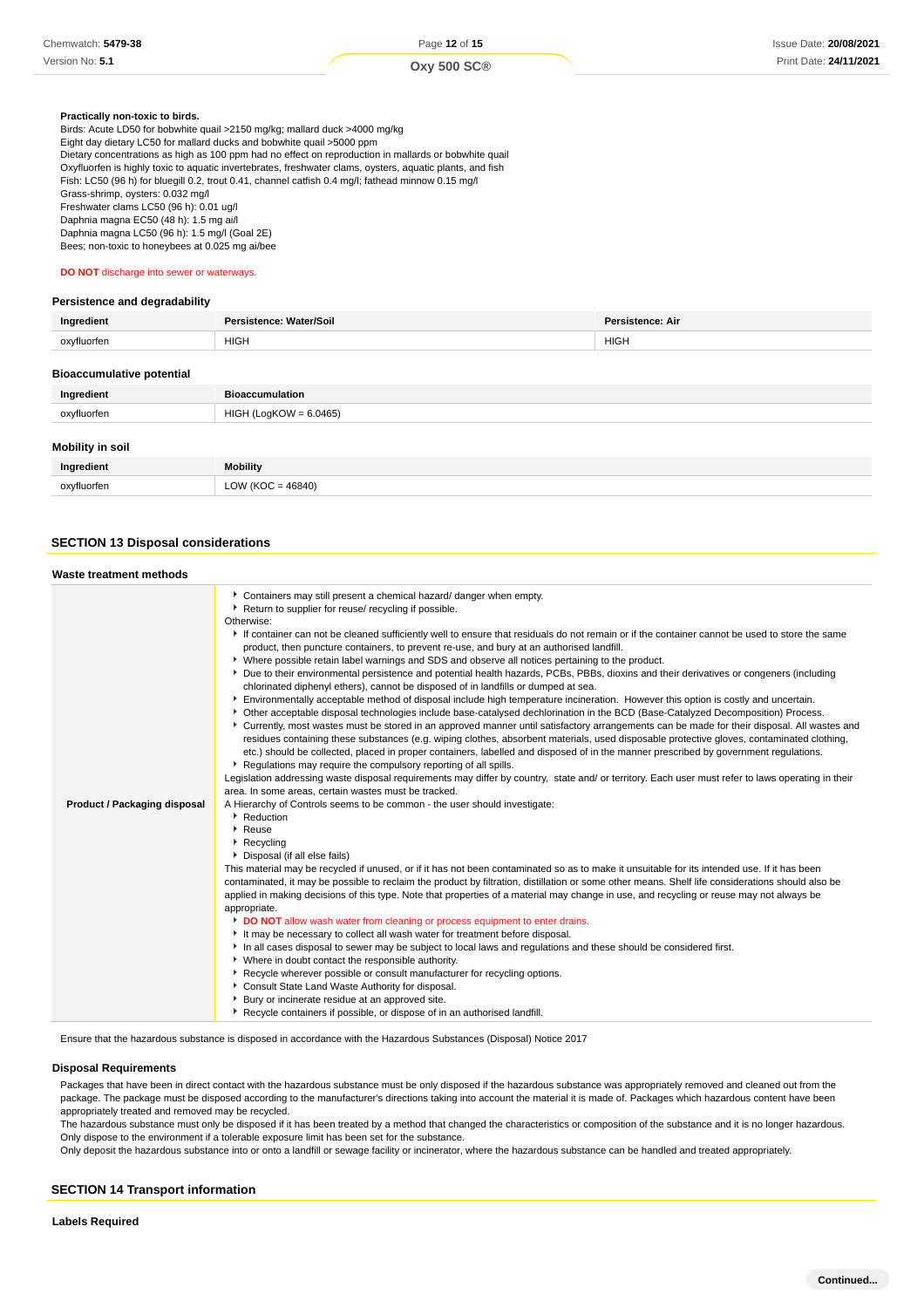**Practically non-toxic to birds.**
Birds: Acute LD50 for bobwhite quail >2150 mg/kg; mallard duck >4000 mg/kg
Eight day dietary LC50 for mallard ducks and bobwhite quail >5000 ppm
Dietary concentrations as high as 100 ppm had no effect on reproduction in mallards or bobwhite quail
Oxyfluorfen is highly toxic to aquatic invertebrates, freshwater clams, oysters, aquatic plants, and fish
Fish: LC50 (96 h) for bluegill 0.2, trout 0.41, channel catfish 0.4 mg/l; fathead minnow 0.15 mg/l
Grass-shrimp, oysters: 0.032 mg/l
Freshwater clams LC50 (96 h): 0.01 ug/l
Daphnia magna EC50 (48 h): 1.5 mg ai/l
Daphnia magna LC50 (96 h): 1.5 mg/l (Goal 2E)
Bees; non-toxic to honeybees at 0.025 mg ai/bee

**DO NOT** discharge into sewer or waterways.

### Persistence and degradability

| Ingredient | Persistence: Water/Soil | Persistence: Air |
|---|---|---|
| oxyfluorfen | HIGH | HIGH |

### Bioaccumulative potential

| Ingredient | Bioaccumulation |
|---|---|
| oxyfluorfen | HIGH (LogKOW = 6.0465) |

### Mobility in soil

| Ingredient | Mobility |
|---|---|
| oxyfluorfen | LOW (KOC = 46840) |

## SECTION 13 Disposal considerations

### Waste treatment methods

**Product / Packaging disposal**

- Containers may still present a chemical hazard/ danger when empty.
- Return to supplier for reuse/ recycling if possible.

Otherwise:

- If container can not be cleaned sufficiently well to ensure that residuals do not remain or if the container cannot be used to store the same product, then puncture containers, to prevent re-use, and bury at an authorised landfill.
- Where possible retain label warnings and SDS and observe all notices pertaining to the product.
- Due to their environmental persistence and potential health hazards, PCBs, PBBs, dioxins and their derivatives or congeners (including chlorinated diphenyl ethers), cannot be disposed of in landfills or dumped at sea.
- Environmentally acceptable method of disposal include high temperature incineration. However this option is costly and uncertain.
- Other acceptable disposal technologies include base-catalysed dechlorination in the BCD (Base-Catalyzed Decomposition) Process.
- Currently, most wastes must be stored in an approved manner until satisfactory arrangements can be made for their disposal. All wastes and residues containing these substances (e.g. wiping clothes, absorbent materials, used disposable protective gloves, contaminated clothing, etc.) should be collected, placed in proper containers, labelled and disposed of in the manner prescribed by government regulations.
- Regulations may require the compulsory reporting of all spills.

Legislation addressing waste disposal requirements may differ by country, state and/ or territory. Each user must refer to laws operating in their area. In some areas, certain wastes must be tracked.

A Hierarchy of Controls seems to be common - the user should investigate:

- Reduction
- Reuse
- Recycling
- Disposal (if all else fails)

This material may be recycled if unused, or if it has not been contaminated so as to make it unsuitable for its intended use. If it has been contaminated, it may be possible to reclaim the product by filtration, distillation or some other means. Shelf life considerations should also be applied in making decisions of this type. Note that properties of a material may change in use, and recycling or reuse may not always be appropriate.

- **DO NOT** allow wash water from cleaning or process equipment to enter drains.
- It may be necessary to collect all wash water for treatment before disposal.
- In all cases disposal to sewer may be subject to local laws and regulations and these should be considered first.
- Where in doubt contact the responsible authority.
- Recycle wherever possible or consult manufacturer for recycling options.
- Consult State Land Waste Authority for disposal.
- Bury or incinerate residue at an approved site.
- Recycle containers if possible, or dispose of in an authorised landfill.

Ensure that the hazardous substance is disposed in accordance with the Hazardous Substances (Disposal) Notice 2017

### Disposal Requirements

Packages that have been in direct contact with the hazardous substance must be only disposed if the hazardous substance was appropriately removed and cleaned out from the package. The package must be disposed according to the manufacturer's directions taking into account the material it is made of. Packages which hazardous content have been appropriately treated and removed may be recycled.
The hazardous substance must only be disposed if it has been treated by a method that changed the characteristics or composition of the substance and it is no longer hazardous.
Only dispose to the environment if a tolerable exposure limit has been set for the substance.
Only deposit the hazardous substance into or onto a landfill or sewage facility or incinerator, where the hazardous substance can be handled and treated appropriately.

## SECTION 14 Transport information

### Labels Required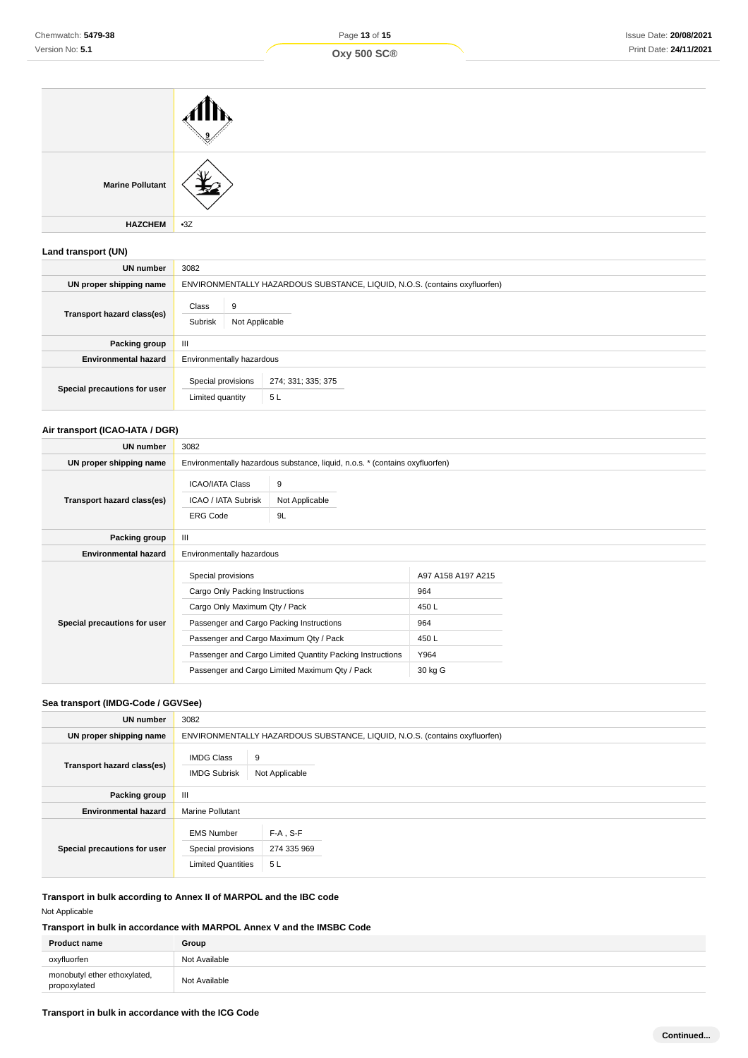| | |
|---|---|
| | |
| **Marine Pollutant** | |
| **HAZCHEM** | •3Z |

### Land transport (UN)

| | |
|---|---|
| **UN number** | 3082 |
| **UN proper shipping name** | ENVIRONMENTALLY HAZARDOUS SUBSTANCE, LIQUID, N.O.S. (contains oxyfluorfen) |
| **Transport hazard class(es)** | Class: 9<br>Subrisk: Not Applicable |
| **Packing group** | III |
| **Environmental hazard** | Environmentally hazardous |
| **Special precautions for user** | Special provisions: 274; 331; 335; 375<br>Limited quantity: 5 L |

### Air transport (ICAO-IATA / DGR)

| | |
|---|---|
| **UN number** | 3082 |
| **UN proper shipping name** | Environmentally hazardous substance, liquid, n.o.s. * (contains oxyfluorfen) |
| **Transport hazard class(es)** | ICAO/IATA Class: 9<br>ICAO / IATA Subrisk: Not Applicable<br>ERG Code: 9L |
| **Packing group** | III |
| **Environmental hazard** | Environmentally hazardous |
| **Special precautions for user** | Special provisions: A97 A158 A197 A215<br>Cargo Only Packing Instructions: 964<br>Cargo Only Maximum Qty / Pack: 450 L<br>Passenger and Cargo Packing Instructions: 964<br>Passenger and Cargo Maximum Qty / Pack: 450 L<br>Passenger and Cargo Limited Quantity Packing Instructions: Y964<br>Passenger and Cargo Limited Maximum Qty / Pack: 30 kg G |

### Sea transport (IMDG-Code / GGVSee)

| | |
|---|---|
| **UN number** | 3082 |
| **UN proper shipping name** | ENVIRONMENTALLY HAZARDOUS SUBSTANCE, LIQUID, N.O.S. (contains oxyfluorfen) |
| **Transport hazard class(es)** | IMDG Class: 9<br>IMDG Subrisk: Not Applicable |
| **Packing group** | III |
| **Environmental hazard** | Marine Pollutant |
| **Special precautions for user** | EMS Number: F-A , S-F<br>Special provisions: 274 335 969<br>Limited Quantities: 5 L |

### Transport in bulk according to Annex II of MARPOL and the IBC code

Not Applicable

### Transport in bulk in accordance with MARPOL Annex V and the IMSBC Code

| Product name | Group |
|---|---|
| oxyfluorfen | Not Available |
| monobutyl ether ethoxylated, propoxylated | Not Available |

### Transport in bulk in accordance with the ICG Code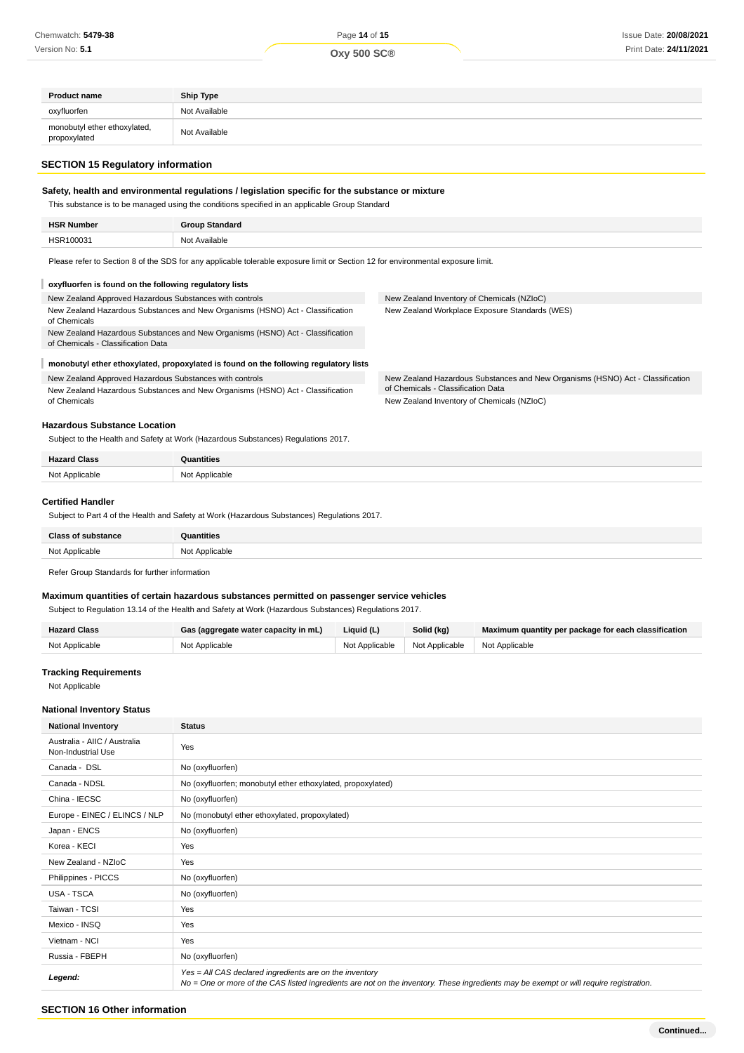| Product name | Ship Type |
|---|---|
| oxyfluorfen | Not Available |
| monobutyl ether ethoxylated, propoxylated | Not Available |

## SECTION 15 Regulatory information

### Safety, health and environmental regulations / legislation specific for the substance or mixture

This substance is to be managed using the conditions specified in an applicable Group Standard

| HSR Number | Group Standard |
|---|---|
| HSR100031 | Not Available |

Please refer to Section 8 of the SDS for any applicable tolerable exposure limit or Section 12 for environmental exposure limit.

**oxyfluorfen is found on the following regulatory lists**

- New Zealand Approved Hazardous Substances with controls
- New Zealand Hazardous Substances and New Organisms (HSNO) Act - Classification of Chemicals
- New Zealand Hazardous Substances and New Organisms (HSNO) Act - Classification of Chemicals - Classification Data
- New Zealand Inventory of Chemicals (NZIoC)
- New Zealand Workplace Exposure Standards (WES)

**monobutyl ether ethoxylated, propoxylated is found on the following regulatory lists**

- New Zealand Approved Hazardous Substances with controls
- New Zealand Hazardous Substances and New Organisms (HSNO) Act - Classification of Chemicals
- New Zealand Hazardous Substances and New Organisms (HSNO) Act - Classification of Chemicals - Classification Data
- New Zealand Inventory of Chemicals (NZIoC)

### Hazardous Substance Location

Subject to the Health and Safety at Work (Hazardous Substances) Regulations 2017.

| Hazard Class | Quantities |
|---|---|
| Not Applicable | Not Applicable |

### Certified Handler

Subject to Part 4 of the Health and Safety at Work (Hazardous Substances) Regulations 2017.

| Class of substance | Quantities |
|---|---|
| Not Applicable | Not Applicable |

Refer Group Standards for further information

### Maximum quantities of certain hazardous substances permitted on passenger service vehicles

Subject to Regulation 13.14 of the Health and Safety at Work (Hazardous Substances) Regulations 2017.

| Hazard Class | Gas (aggregate water capacity in mL) | Liquid (L) | Solid (kg) | Maximum quantity per package for each classification |
|---|---|---|---|---|
| Not Applicable | Not Applicable | Not Applicable | Not Applicable | Not Applicable |

### Tracking Requirements

Not Applicable

### National Inventory Status

| National Inventory | Status |
|---|---|
| Australia - AIIC / Australia Non-Industrial Use | Yes |
| Canada - DSL | No (oxyfluorfen) |
| Canada - NDSL | No (oxyfluorfen; monobutyl ether ethoxylated, propoxylated) |
| China - IECSC | No (oxyfluorfen) |
| Europe - EINEC / ELINCS / NLP | No (monobutyl ether ethoxylated, propoxylated) |
| Japan - ENCS | No (oxyfluorfen) |
| Korea - KECI | Yes |
| New Zealand - NZIoC | Yes |
| Philippines - PICCS | No (oxyfluorfen) |
| USA - TSCA | No (oxyfluorfen) |
| Taiwan - TCSI | Yes |
| Mexico - INSQ | Yes |
| Vietnam - NCI | Yes |
| Russia - FBEPH | No (oxyfluorfen) |
| ***Legend:*** | *Yes = All CAS declared ingredients are on the inventory*<br>*No = One or more of the CAS listed ingredients are not on the inventory. These ingredients may be exempt or will require registration.* |

## SECTION 16 Other information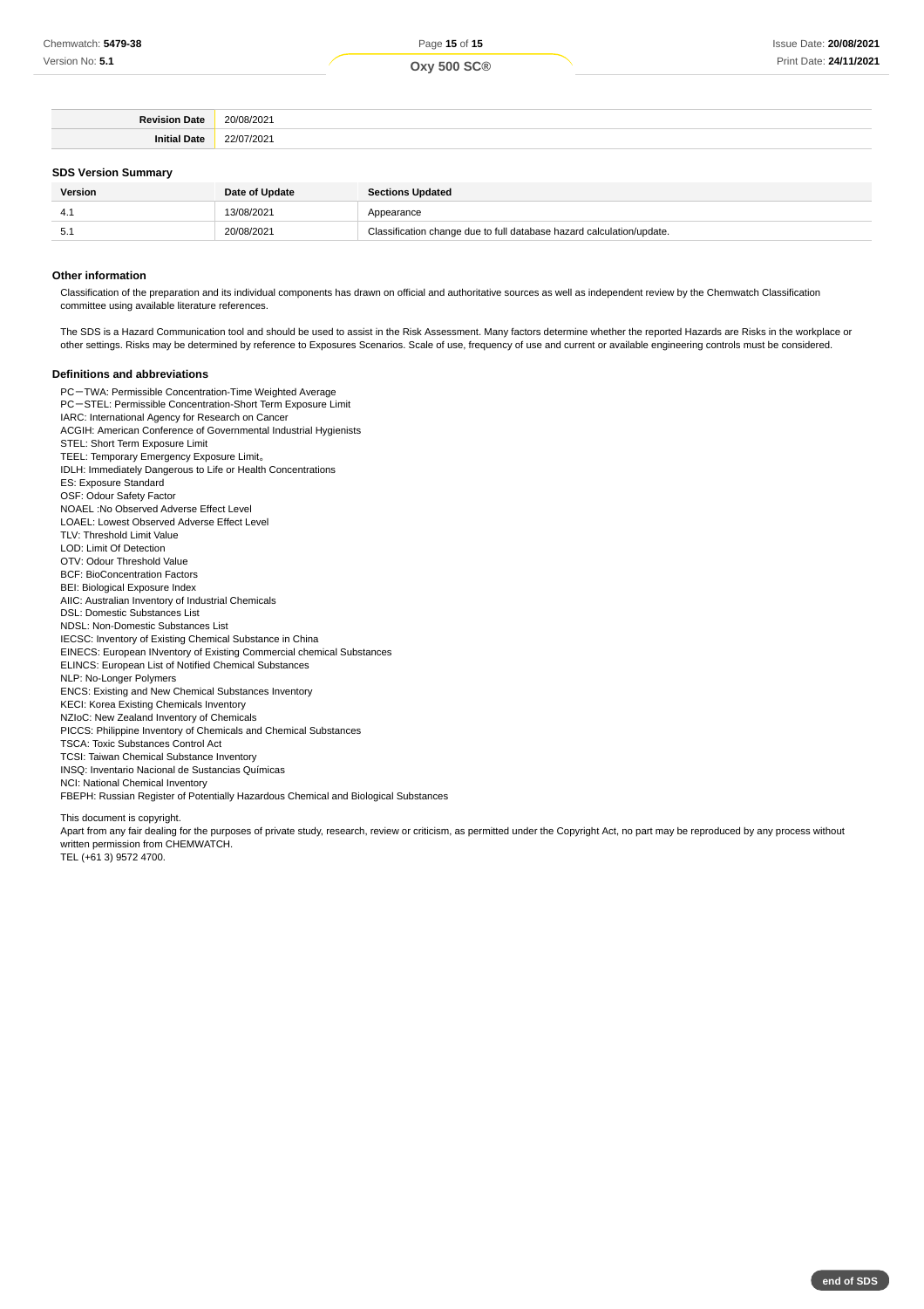| | |
|---|---|
| **Revision Date** | 20/08/2021 |
| **Initial Date** | 22/07/2021 |

### SDS Version Summary

| Version | Date of Update | Sections Updated |
|---|---|---|
| 4.1 | 13/08/2021 | Appearance |
| 5.1 | 20/08/2021 | Classification change due to full database hazard calculation/update. |

### Other information

Classification of the preparation and its individual components has drawn on official and authoritative sources as well as independent review by the Chemwatch Classification committee using available literature references.

The SDS is a Hazard Communication tool and should be used to assist in the Risk Assessment. Many factors determine whether the reported Hazards are Risks in the workplace or other settings. Risks may be determined by reference to Exposures Scenarios. Scale of use, frequency of use and current or available engineering controls must be considered.

### Definitions and abbreviations

PC－TWA: Permissible Concentration-Time Weighted Average
PC－STEL: Permissible Concentration-Short Term Exposure Limit
IARC: International Agency for Research on Cancer
ACGIH: American Conference of Governmental Industrial Hygienists
STEL: Short Term Exposure Limit
TEEL: Temporary Emergency Exposure Limit。
IDLH: Immediately Dangerous to Life or Health Concentrations
ES: Exposure Standard
OSF: Odour Safety Factor
NOAEL :No Observed Adverse Effect Level
LOAEL: Lowest Observed Adverse Effect Level
TLV: Threshold Limit Value
LOD: Limit Of Detection
OTV: Odour Threshold Value
BCF: BioConcentration Factors
BEI: Biological Exposure Index
AIIC: Australian Inventory of Industrial Chemicals
DSL: Domestic Substances List
NDSL: Non-Domestic Substances List
IECSC: Inventory of Existing Chemical Substance in China
EINECS: European INventory of Existing Commercial chemical Substances
ELINCS: European List of Notified Chemical Substances
NLP: No-Longer Polymers
ENCS: Existing and New Chemical Substances Inventory
KECI: Korea Existing Chemicals Inventory
NZIoC: New Zealand Inventory of Chemicals
PICCS: Philippine Inventory of Chemicals and Chemical Substances
TSCA: Toxic Substances Control Act
TCSI: Taiwan Chemical Substance Inventory
INSQ: Inventario Nacional de Sustancias Químicas
NCI: National Chemical Inventory
FBEPH: Russian Register of Potentially Hazardous Chemical and Biological Substances

This document is copyright.
Apart from any fair dealing for the purposes of private study, research, review or criticism, as permitted under the Copyright Act, no part may be reproduced by any process without written permission from CHEMWATCH.
TEL (+61 3) 9572 4700.

end of SDS